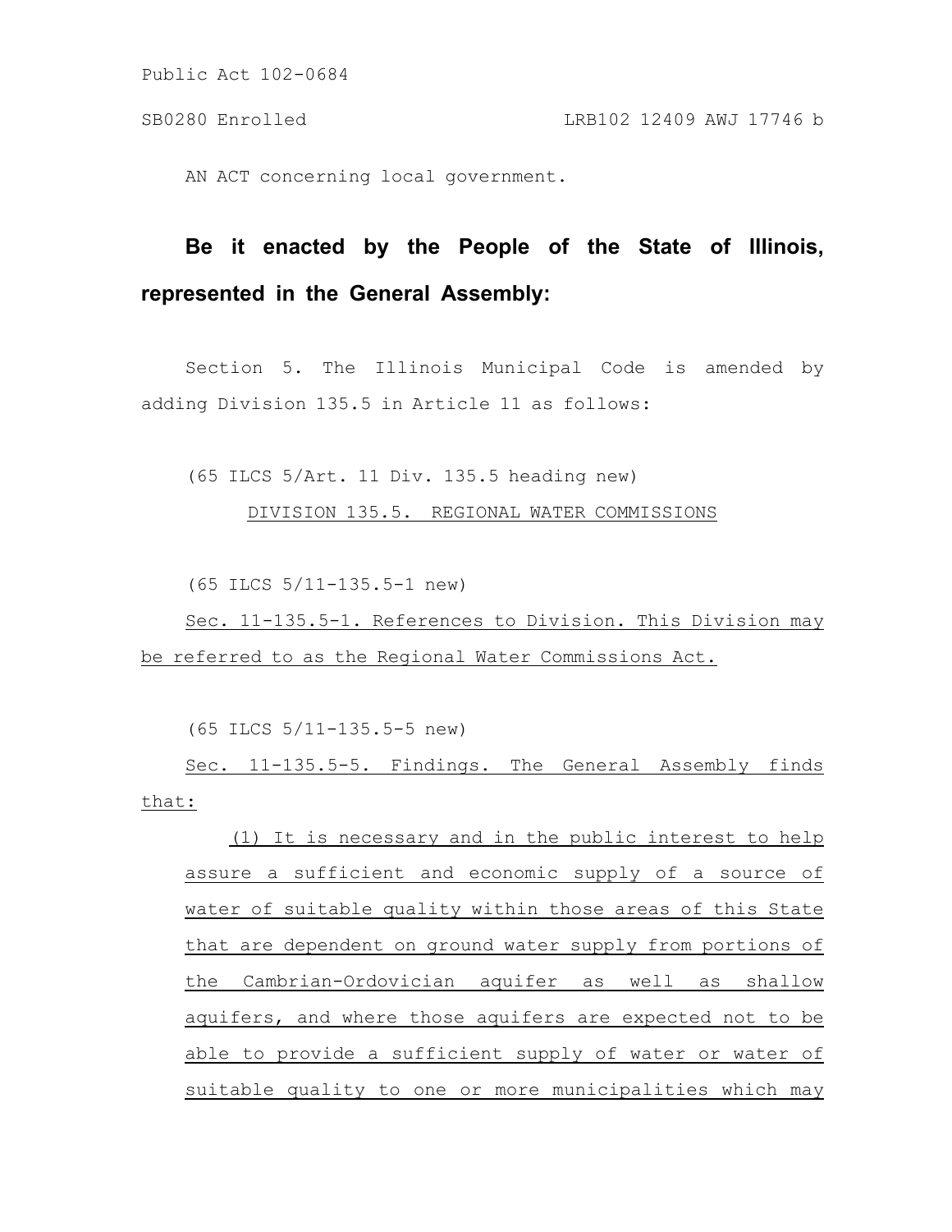Public Act 102-0684

SB0280 Enrolled LRB102 12409 AWJ 17746 b

AN ACT concerning local government.

**Be it enacted by the People of the State of Illinois, represented in the General Assembly:**

Section 5. The Illinois Municipal Code is amended by adding Division 135.5 in Article 11 as follows:

(65 ILCS 5/Art. 11 Div. 135.5 heading new)

DIVISION 135.5. REGIONAL WATER COMMISSIONS

(65 ILCS 5/11-135.5-1 new)

Sec. 11-135.5-1. References to Division. This Division may be referred to as the Regional Water Commissions Act.

(65 ILCS 5/11-135.5-5 new)

Sec. 11-135.5-5. Findings. The General Assembly finds that:

(1) It is necessary and in the public interest to help assure a sufficient and economic supply of a source of water of suitable quality within those areas of this State that are dependent on ground water supply from portions of the Cambrian-Ordovician aquifer as well as shallow aquifers, and where those aquifers are expected not to be able to provide a sufficient supply of water or water of suitable quality to one or more municipalities which may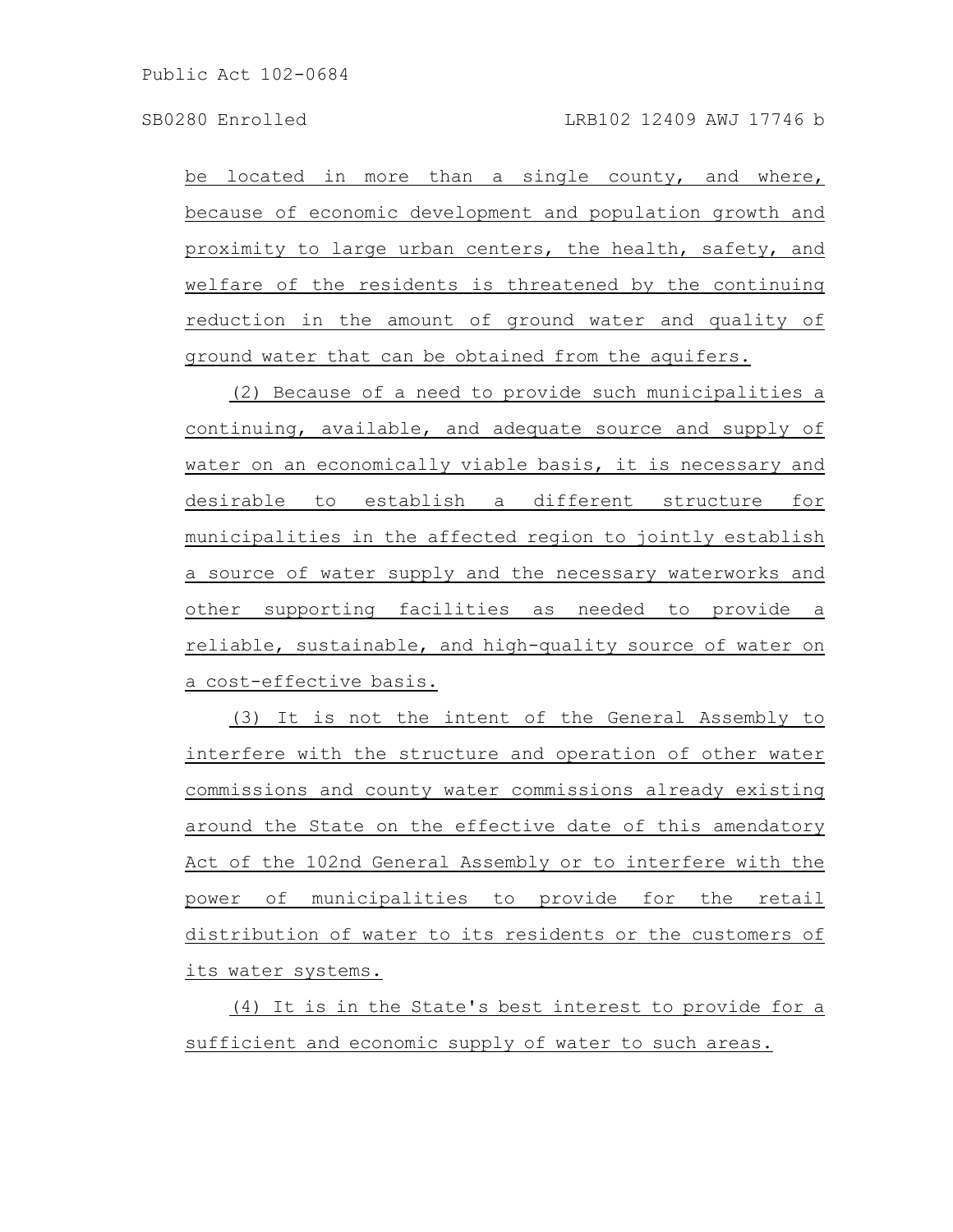be located in more than a single county, and where, because of economic development and population growth and proximity to large urban centers, the health, safety, and welfare of the residents is threatened by the continuing reduction in the amount of ground water and quality of ground water that can be obtained from the aquifers.

(2) Because of a need to provide such municipalities a continuing, available, and adequate source and supply of water on an economically viable basis, it is necessary and desirable to establish a different structure for municipalities in the affected region to jointly establish a source of water supply and the necessary waterworks and other supporting facilities as needed to provide a reliable, sustainable, and high-quality source of water on a cost-effective basis.

(3) It is not the intent of the General Assembly to interfere with the structure and operation of other water commissions and county water commissions already existing around the State on the effective date of this amendatory Act of the 102nd General Assembly or to interfere with the power of municipalities to provide for the retail distribution of water to its residents or the customers of its water systems.

(4) It is in the State's best interest to provide for a sufficient and economic supply of water to such areas.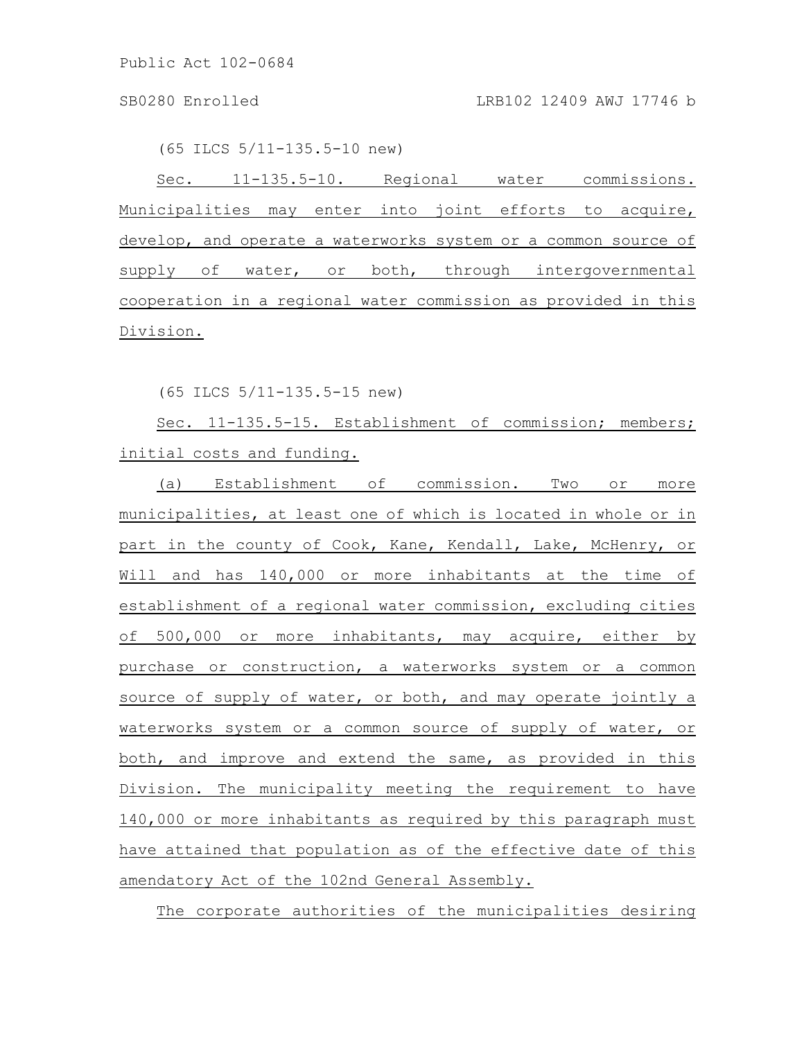(65 ILCS 5/11-135.5-10 new)

Sec. 11-135.5-10. Regional water commissions. Municipalities may enter into joint efforts to acquire, develop, and operate a waterworks system or a common source of supply of water, or both, through intergovernmental cooperation in a regional water commission as provided in this Division.

(65 ILCS 5/11-135.5-15 new)

Sec. 11-135.5-15. Establishment of commission; members; initial costs and funding.

(a) Establishment of commission. Two or more municipalities, at least one of which is located in whole or in part in the county of Cook, Kane, Kendall, Lake, McHenry, or Will and has 140,000 or more inhabitants at the time of establishment of a regional water commission, excluding cities of 500,000 or more inhabitants, may acquire, either by purchase or construction, a waterworks system or a common source of supply of water, or both, and may operate jointly a waterworks system or a common source of supply of water, or both, and improve and extend the same, as provided in this Division. The municipality meeting the requirement to have 140,000 or more inhabitants as required by this paragraph must have attained that population as of the effective date of this amendatory Act of the 102nd General Assembly.

The corporate authorities of the municipalities desiring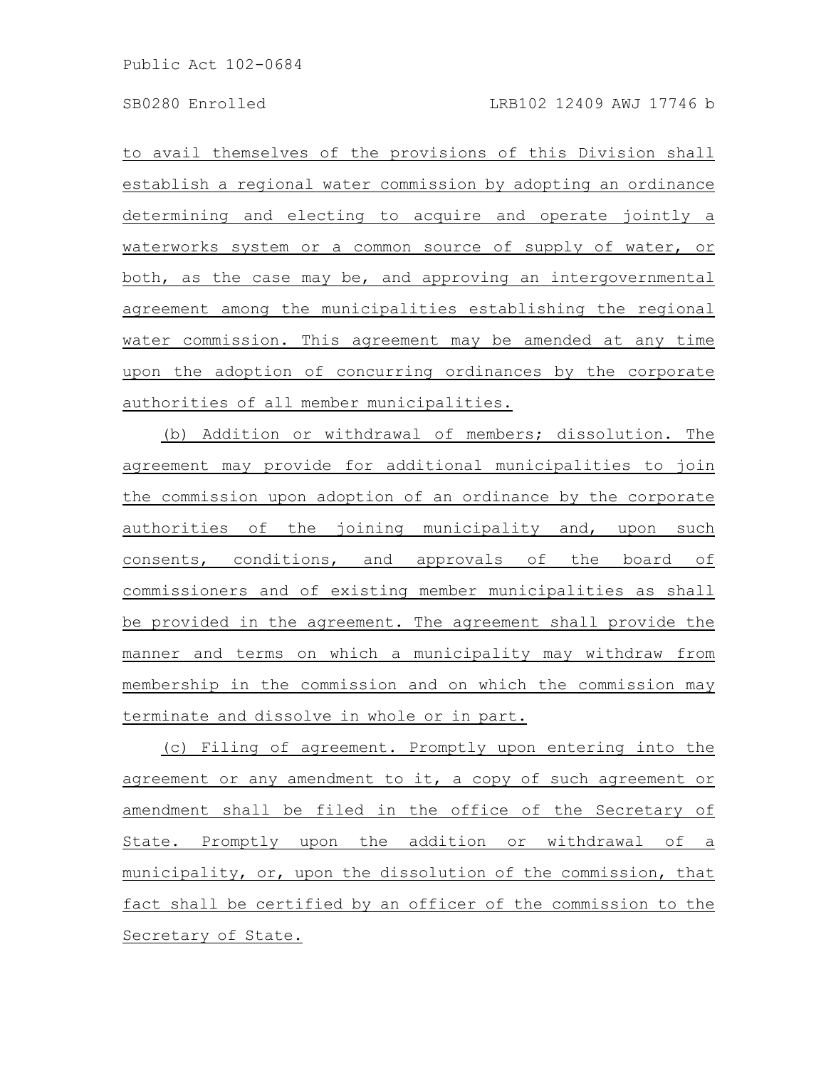to avail themselves of the provisions of this Division shall establish a regional water commission by adopting an ordinance determining and electing to acquire and operate jointly a waterworks system or a common source of supply of water, or both, as the case may be, and approving an intergovernmental agreement among the municipalities establishing the regional water commission. This agreement may be amended at any time upon the adoption of concurring ordinances by the corporate authorities of all member municipalities.

(b) Addition or withdrawal of members; dissolution. The agreement may provide for additional municipalities to join the commission upon adoption of an ordinance by the corporate authorities of the joining municipality and, upon such consents, conditions, and approvals of the board of commissioners and of existing member municipalities as shall be provided in the agreement. The agreement shall provide the manner and terms on which a municipality may withdraw from membership in the commission and on which the commission may terminate and dissolve in whole or in part.

(c) Filing of agreement. Promptly upon entering into the agreement or any amendment to it, a copy of such agreement or amendment shall be filed in the office of the Secretary of State. Promptly upon the addition or withdrawal of a municipality, or, upon the dissolution of the commission, that fact shall be certified by an officer of the commission to the Secretary of State.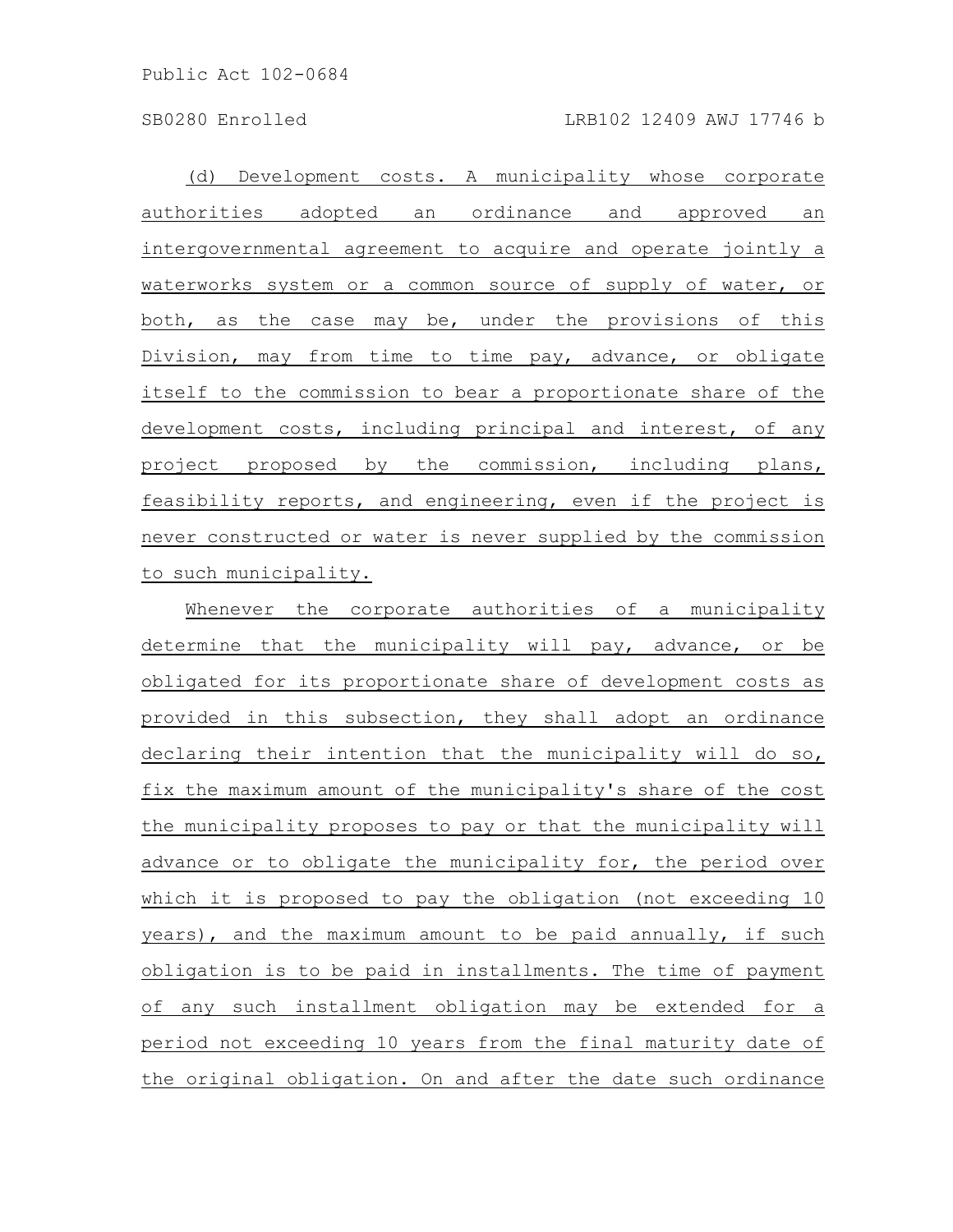(d) Development costs. A municipality whose corporate authorities adopted an ordinance and approved an intergovernmental agreement to acquire and operate jointly a waterworks system or a common source of supply of water, or both, as the case may be, under the provisions of this Division, may from time to time pay, advance, or obligate itself to the commission to bear a proportionate share of the development costs, including principal and interest, of any project proposed by the commission, including plans, feasibility reports, and engineering, even if the project is never constructed or water is never supplied by the commission to such municipality.

Whenever the corporate authorities of a municipality determine that the municipality will pay, advance, or be obligated for its proportionate share of development costs as provided in this subsection, they shall adopt an ordinance declaring their intention that the municipality will do so, fix the maximum amount of the municipality's share of the cost the municipality proposes to pay or that the municipality will advance or to obligate the municipality for, the period over which it is proposed to pay the obligation (not exceeding 10 years), and the maximum amount to be paid annually, if such obligation is to be paid in installments. The time of payment of any such installment obligation may be extended for a period not exceeding 10 years from the final maturity date of the original obligation. On and after the date such ordinance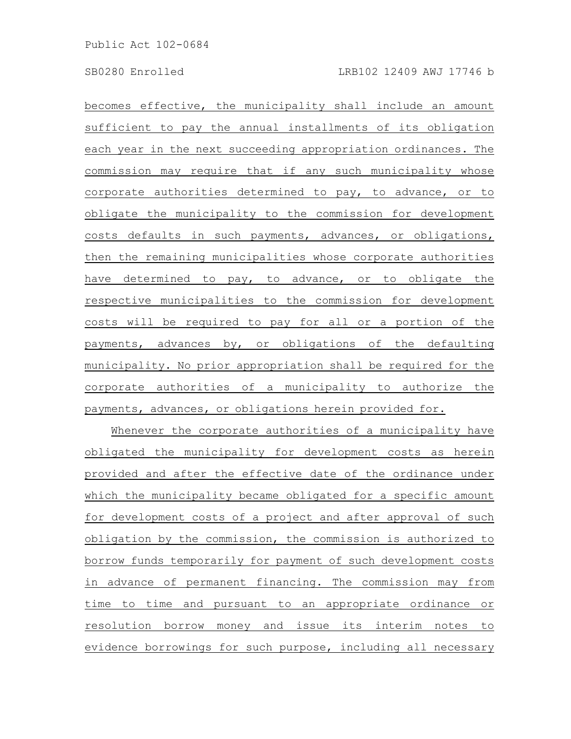becomes effective, the municipality shall include an amount sufficient to pay the annual installments of its obligation each year in the next succeeding appropriation ordinances. The commission may require that if any such municipality whose corporate authorities determined to pay, to advance, or to obligate the municipality to the commission for development costs defaults in such payments, advances, or obligations, then the remaining municipalities whose corporate authorities have determined to pay, to advance, or to obligate the respective municipalities to the commission for development costs will be required to pay for all or a portion of the payments, advances by, or obligations of the defaulting municipality. No prior appropriation shall be required for the corporate authorities of a municipality to authorize the payments, advances, or obligations herein provided for.

Whenever the corporate authorities of a municipality have obligated the municipality for development costs as herein provided and after the effective date of the ordinance under which the municipality became obligated for a specific amount for development costs of a project and after approval of such obligation by the commission, the commission is authorized to borrow funds temporarily for payment of such development costs in advance of permanent financing. The commission may from time to time and pursuant to an appropriate ordinance or resolution borrow money and issue its interim notes to evidence borrowings for such purpose, including all necessary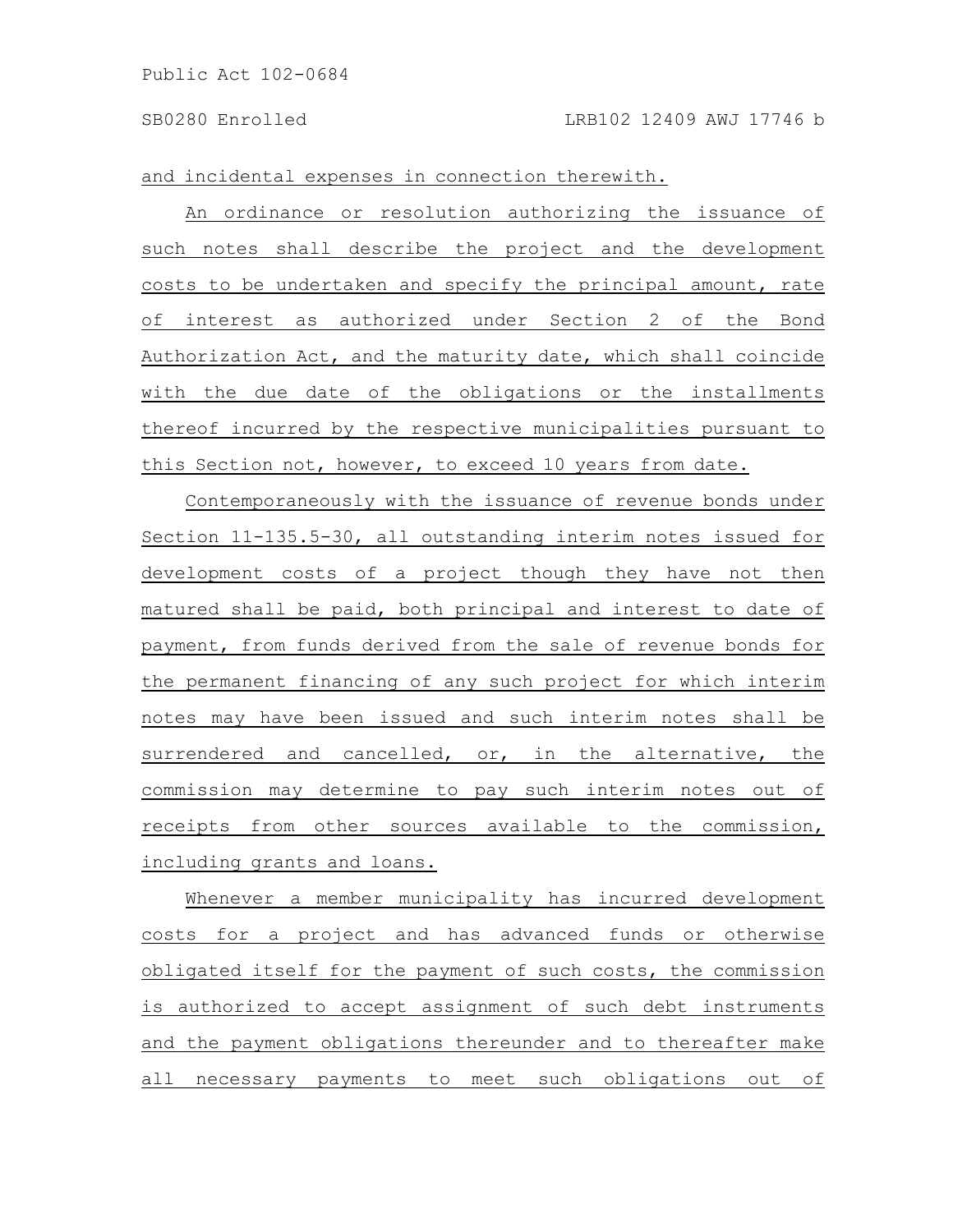and incidental expenses in connection therewith.

An ordinance or resolution authorizing the issuance of such notes shall describe the project and the development costs to be undertaken and specify the principal amount, rate of interest as authorized under Section 2 of the Bond Authorization Act, and the maturity date, which shall coincide with the due date of the obligations or the installments thereof incurred by the respective municipalities pursuant to this Section not, however, to exceed 10 years from date.

Contemporaneously with the issuance of revenue bonds under Section 11-135.5-30, all outstanding interim notes issued for development costs of a project though they have not then matured shall be paid, both principal and interest to date of payment, from funds derived from the sale of revenue bonds for the permanent financing of any such project for which interim notes may have been issued and such interim notes shall be surrendered and cancelled, or, in the alternative, the commission may determine to pay such interim notes out of receipts from other sources available to the commission, including grants and loans.

Whenever a member municipality has incurred development costs for a project and has advanced funds or otherwise obligated itself for the payment of such costs, the commission is authorized to accept assignment of such debt instruments and the payment obligations thereunder and to thereafter make all necessary payments to meet such obligations out of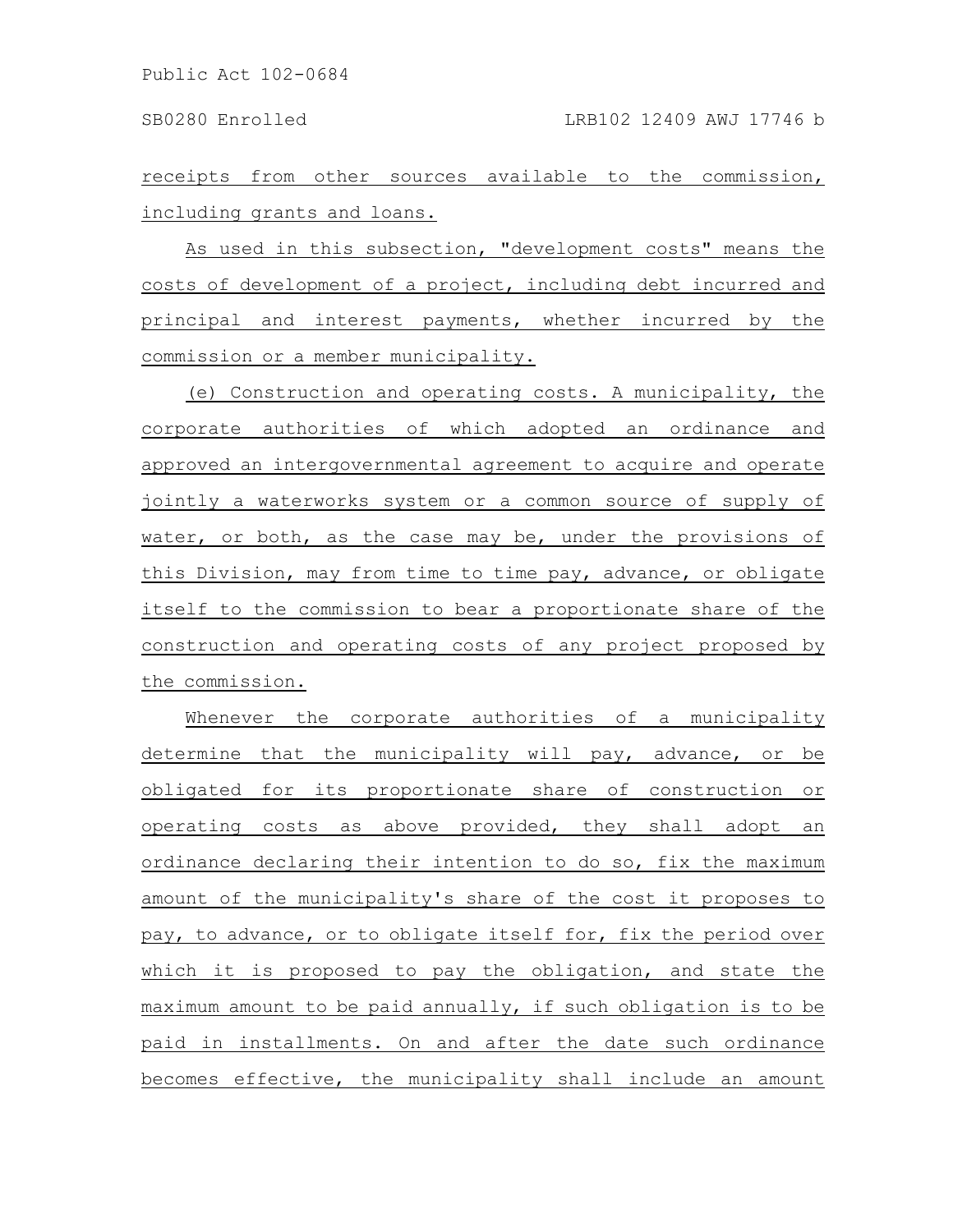receipts from other sources available to the commission, including grants and loans.

As used in this subsection, "development costs" means the costs of development of a project, including debt incurred and principal and interest payments, whether incurred by the commission or a member municipality.

(e) Construction and operating costs. A municipality, the corporate authorities of which adopted an ordinance and approved an intergovernmental agreement to acquire and operate jointly a waterworks system or a common source of supply of water, or both, as the case may be, under the provisions of this Division, may from time to time pay, advance, or obligate itself to the commission to bear a proportionate share of the construction and operating costs of any project proposed by the commission.

Whenever the corporate authorities of a municipality determine that the municipality will pay, advance, or be obligated for its proportionate share of construction or operating costs as above provided, they shall adopt an ordinance declaring their intention to do so, fix the maximum amount of the municipality's share of the cost it proposes to pay, to advance, or to obligate itself for, fix the period over which it is proposed to pay the obligation, and state the maximum amount to be paid annually, if such obligation is to be paid in installments. On and after the date such ordinance becomes effective, the municipality shall include an amount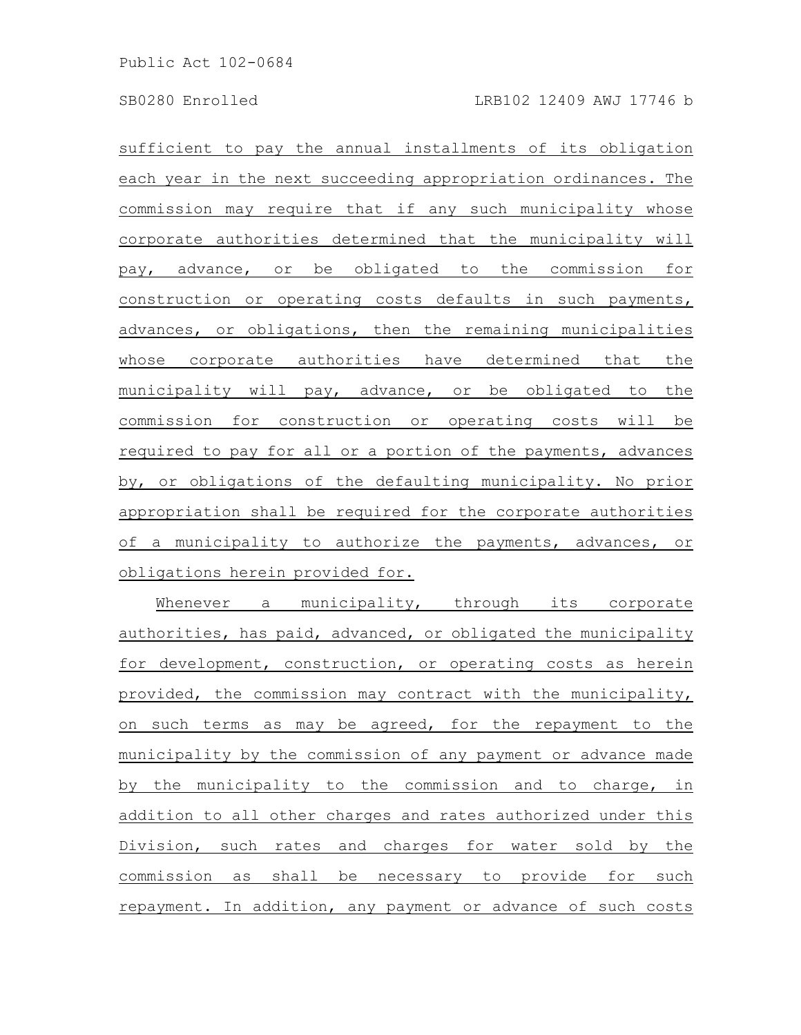sufficient to pay the annual installments of its obligation each year in the next succeeding appropriation ordinances. The commission may require that if any such municipality whose corporate authorities determined that the municipality will pay, advance, or be obligated to the commission for construction or operating costs defaults in such payments, advances, or obligations, then the remaining municipalities whose corporate authorities have determined that the municipality will pay, advance, or be obligated to the commission for construction or operating costs will be required to pay for all or a portion of the payments, advances by, or obligations of the defaulting municipality. No prior appropriation shall be required for the corporate authorities of a municipality to authorize the payments, advances, or obligations herein provided for.

Whenever a municipality, through its corporate authorities, has paid, advanced, or obligated the municipality for development, construction, or operating costs as herein provided, the commission may contract with the municipality, on such terms as may be agreed, for the repayment to the municipality by the commission of any payment or advance made by the municipality to the commission and to charge, in addition to all other charges and rates authorized under this Division, such rates and charges for water sold by the commission as shall be necessary to provide for such repayment. In addition, any payment or advance of such costs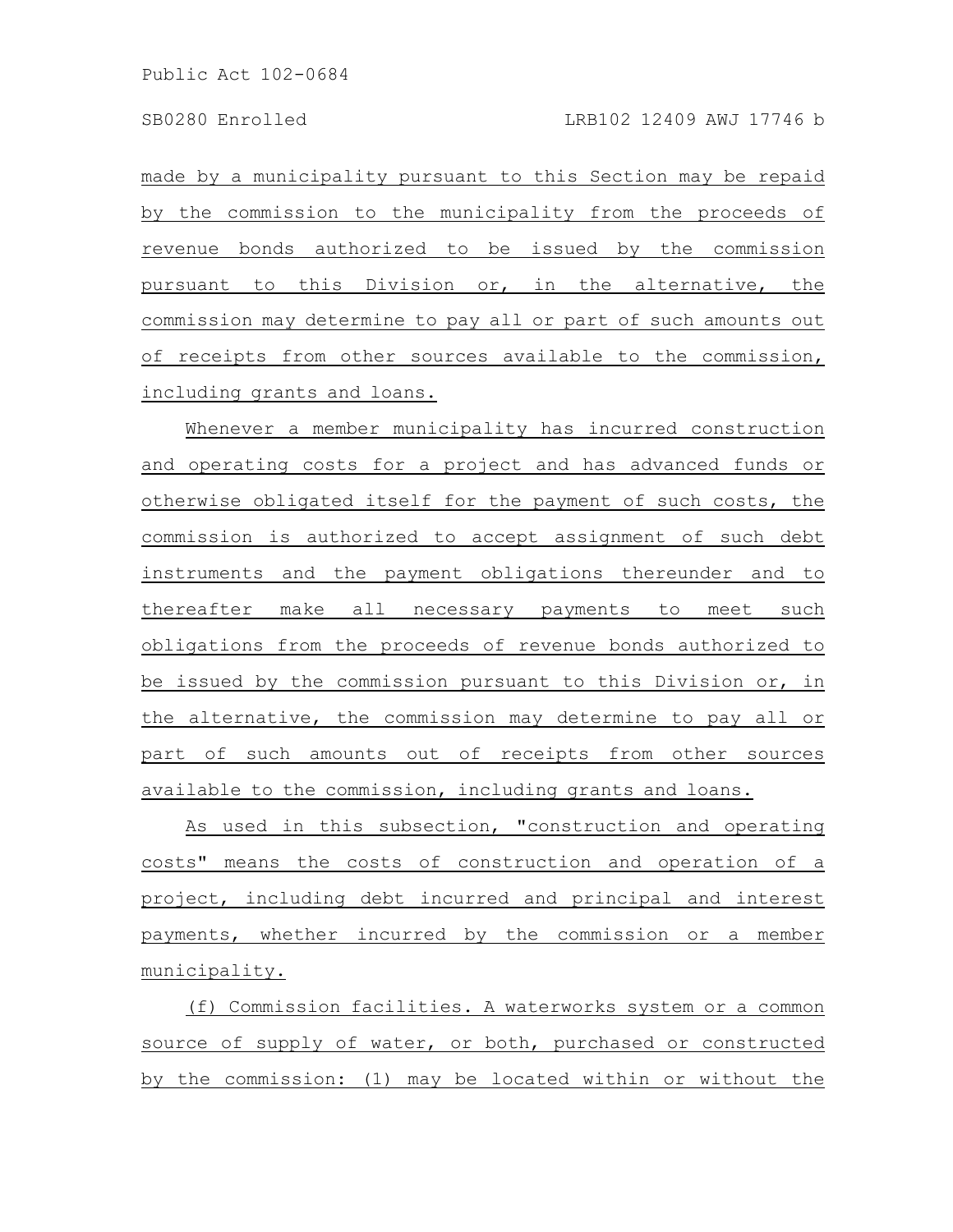made by a municipality pursuant to this Section may be repaid by the commission to the municipality from the proceeds of revenue bonds authorized to be issued by the commission pursuant to this Division or, in the alternative, the commission may determine to pay all or part of such amounts out of receipts from other sources available to the commission, including grants and loans.

Whenever a member municipality has incurred construction and operating costs for a project and has advanced funds or otherwise obligated itself for the payment of such costs, the commission is authorized to accept assignment of such debt instruments and the payment obligations thereunder and to thereafter make all necessary payments to meet such obligations from the proceeds of revenue bonds authorized to be issued by the commission pursuant to this Division or, in the alternative, the commission may determine to pay all or part of such amounts out of receipts from other sources available to the commission, including grants and loans.

As used in this subsection, "construction and operating costs" means the costs of construction and operation of a project, including debt incurred and principal and interest payments, whether incurred by the commission or a member municipality.

(f) Commission facilities. A waterworks system or a common source of supply of water, or both, purchased or constructed by the commission: (1) may be located within or without the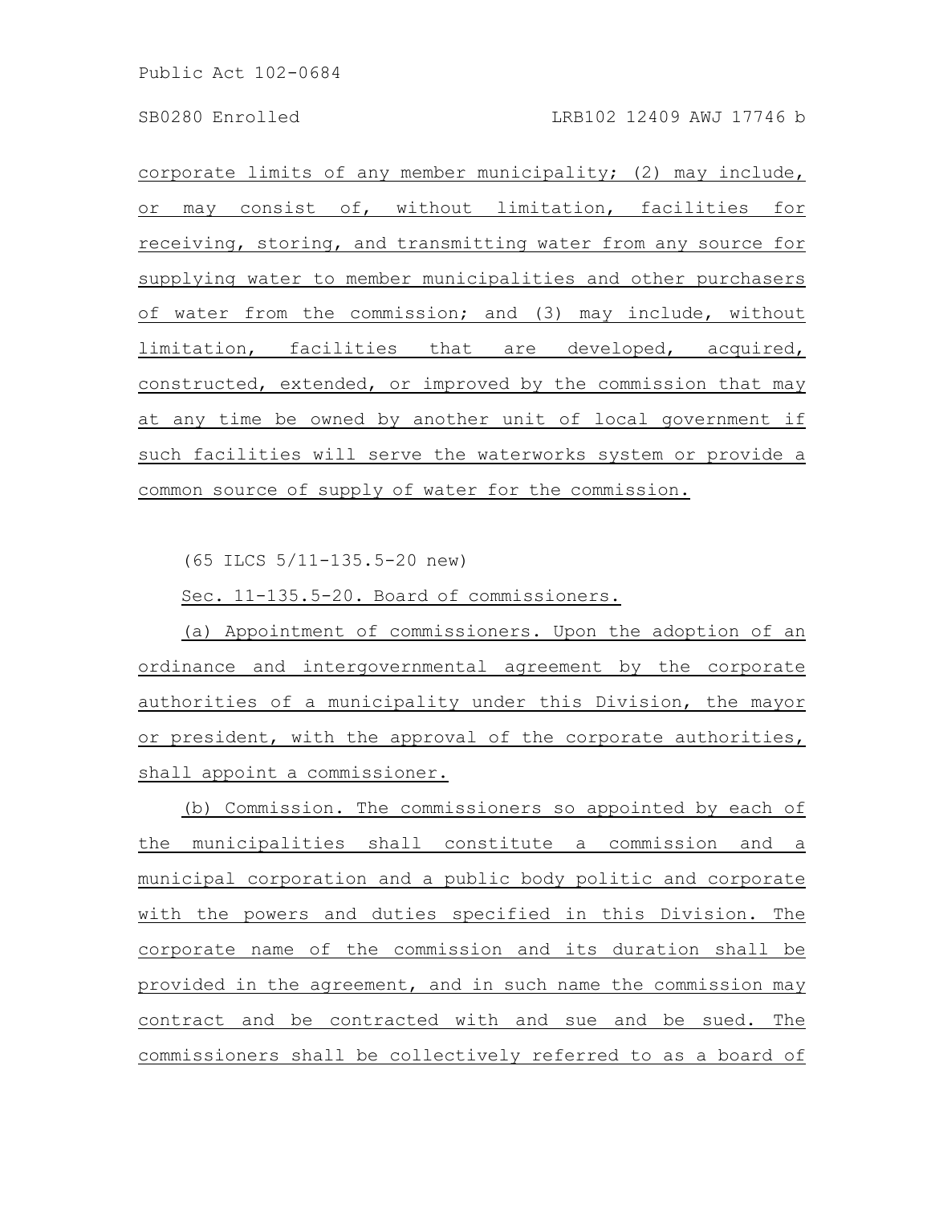corporate limits of any member municipality; (2) may include, or may consist of, without limitation, facilities for receiving, storing, and transmitting water from any source for supplying water to member municipalities and other purchasers of water from the commission; and (3) may include, without limitation, facilities that are developed, acquired, constructed, extended, or improved by the commission that may at any time be owned by another unit of local government if such facilities will serve the waterworks system or provide a common source of supply of water for the commission.

(65 ILCS 5/11-135.5-20 new)

Sec. 11-135.5-20. Board of commissioners.

(a) Appointment of commissioners. Upon the adoption of an ordinance and intergovernmental agreement by the corporate authorities of a municipality under this Division, the mayor or president, with the approval of the corporate authorities, shall appoint a commissioner.

(b) Commission. The commissioners so appointed by each of the municipalities shall constitute a commission and a municipal corporation and a public body politic and corporate with the powers and duties specified in this Division. The corporate name of the commission and its duration shall be provided in the agreement, and in such name the commission may contract and be contracted with and sue and be sued. The commissioners shall be collectively referred to as a board of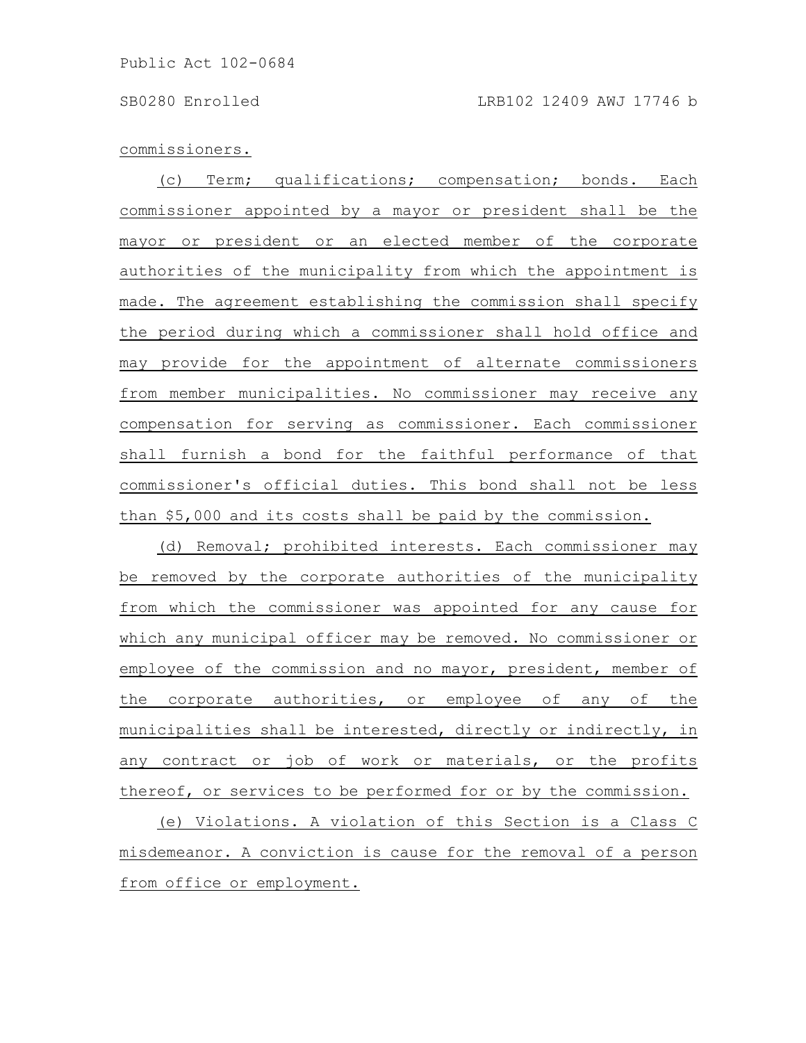commissioners.

(c) Term; qualifications; compensation; bonds. Each commissioner appointed by a mayor or president shall be the mayor or president or an elected member of the corporate authorities of the municipality from which the appointment is made. The agreement establishing the commission shall specify the period during which a commissioner shall hold office and may provide for the appointment of alternate commissioners from member municipalities. No commissioner may receive any compensation for serving as commissioner. Each commissioner shall furnish a bond for the faithful performance of that commissioner's official duties. This bond shall not be less than $5,000 and its costs shall be paid by the commission.

(d) Removal; prohibited interests. Each commissioner may be removed by the corporate authorities of the municipality from which the commissioner was appointed for any cause for which any municipal officer may be removed. No commissioner or employee of the commission and no mayor, president, member of the corporate authorities, or employee of any of the municipalities shall be interested, directly or indirectly, in any contract or job of work or materials, or the profits thereof, or services to be performed for or by the commission.

(e) Violations. A violation of this Section is a Class C misdemeanor. A conviction is cause for the removal of a person from office or employment.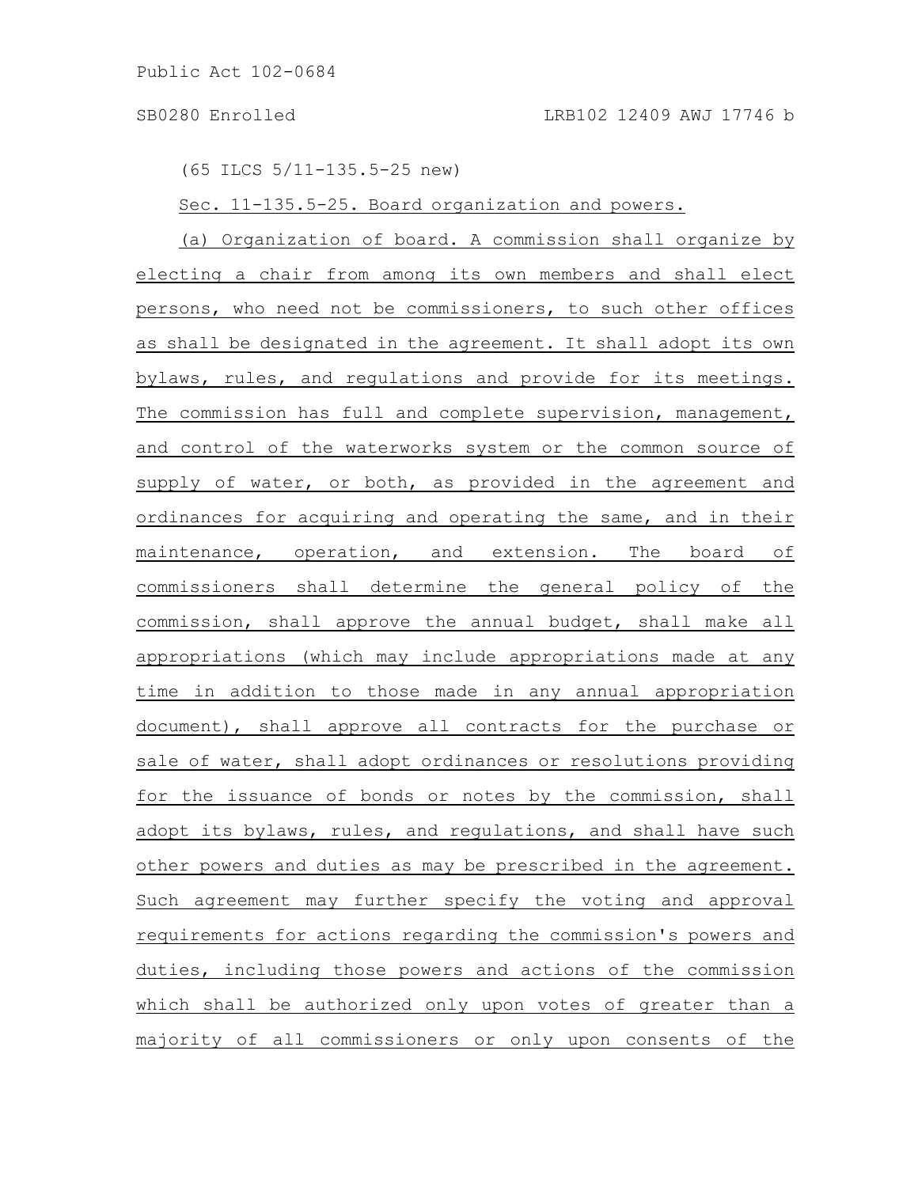(65 ILCS 5/11-135.5-25 new)

Sec. 11-135.5-25. Board organization and powers.

(a) Organization of board. A commission shall organize by electing a chair from among its own members and shall elect persons, who need not be commissioners, to such other offices as shall be designated in the agreement. It shall adopt its own bylaws, rules, and regulations and provide for its meetings. The commission has full and complete supervision, management, and control of the waterworks system or the common source of supply of water, or both, as provided in the agreement and ordinances for acquiring and operating the same, and in their maintenance, operation, and extension. The board of commissioners shall determine the general policy of the commission, shall approve the annual budget, shall make all appropriations (which may include appropriations made at any time in addition to those made in any annual appropriation document), shall approve all contracts for the purchase or sale of water, shall adopt ordinances or resolutions providing for the issuance of bonds or notes by the commission, shall adopt its bylaws, rules, and regulations, and shall have such other powers and duties as may be prescribed in the agreement. Such agreement may further specify the voting and approval requirements for actions regarding the commission's powers and duties, including those powers and actions of the commission which shall be authorized only upon votes of greater than a majority of all commissioners or only upon consents of the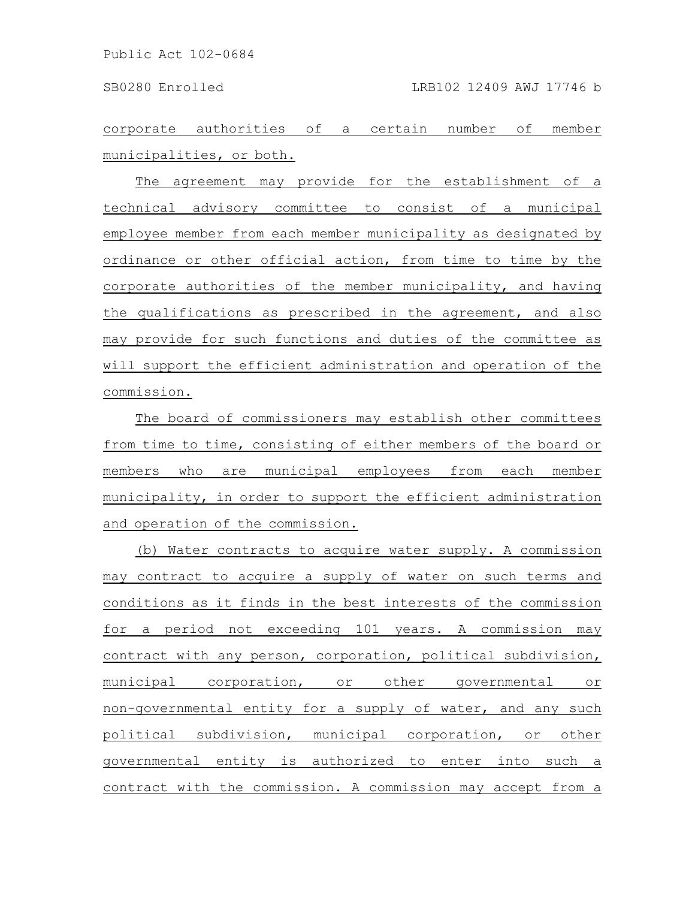corporate authorities of a certain number of member municipalities, or both.

The agreement may provide for the establishment of a technical advisory committee to consist of a municipal employee member from each member municipality as designated by ordinance or other official action, from time to time by the corporate authorities of the member municipality, and having the qualifications as prescribed in the agreement, and also may provide for such functions and duties of the committee as will support the efficient administration and operation of the commission.

The board of commissioners may establish other committees from time to time, consisting of either members of the board or members who are municipal employees from each member municipality, in order to support the efficient administration and operation of the commission.

(b) Water contracts to acquire water supply. A commission may contract to acquire a supply of water on such terms and conditions as it finds in the best interests of the commission for a period not exceeding 101 years. A commission may contract with any person, corporation, political subdivision, municipal corporation, or other governmental or non-governmental entity for a supply of water, and any such political subdivision, municipal corporation, or other governmental entity is authorized to enter into such a contract with the commission. A commission may accept from a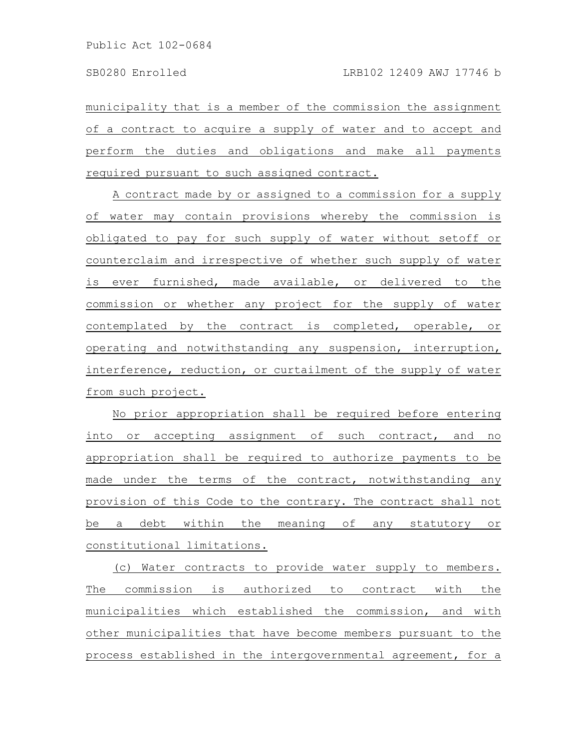municipality that is a member of the commission the assignment of a contract to acquire a supply of water and to accept and perform the duties and obligations and make all payments required pursuant to such assigned contract.

A contract made by or assigned to a commission for a supply of water may contain provisions whereby the commission is obligated to pay for such supply of water without setoff or counterclaim and irrespective of whether such supply of water is ever furnished, made available, or delivered to the commission or whether any project for the supply of water contemplated by the contract is completed, operable, or operating and notwithstanding any suspension, interruption, interference, reduction, or curtailment of the supply of water from such project.

No prior appropriation shall be required before entering into or accepting assignment of such contract, and no appropriation shall be required to authorize payments to be made under the terms of the contract, notwithstanding any provision of this Code to the contrary. The contract shall not be a debt within the meaning of any statutory or constitutional limitations.

(c) Water contracts to provide water supply to members. The commission is authorized to contract with the municipalities which established the commission, and with other municipalities that have become members pursuant to the process established in the intergovernmental agreement, for a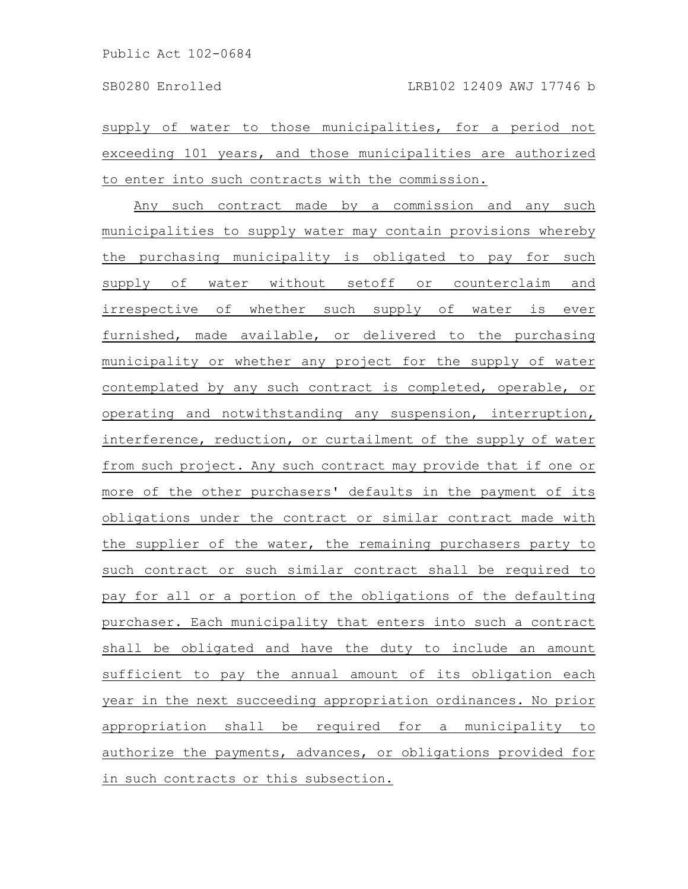supply of water to those municipalities, for a period not exceeding 101 years, and those municipalities are authorized to enter into such contracts with the commission.

Any such contract made by a commission and any such municipalities to supply water may contain provisions whereby the purchasing municipality is obligated to pay for such supply of water without setoff or counterclaim and irrespective of whether such supply of water is ever furnished, made available, or delivered to the purchasing municipality or whether any project for the supply of water contemplated by any such contract is completed, operable, or operating and notwithstanding any suspension, interruption, interference, reduction, or curtailment of the supply of water from such project. Any such contract may provide that if one or more of the other purchasers' defaults in the payment of its obligations under the contract or similar contract made with the supplier of the water, the remaining purchasers party to such contract or such similar contract shall be required to pay for all or a portion of the obligations of the defaulting purchaser. Each municipality that enters into such a contract shall be obligated and have the duty to include an amount sufficient to pay the annual amount of its obligation each year in the next succeeding appropriation ordinances. No prior appropriation shall be required for a municipality to authorize the payments, advances, or obligations provided for in such contracts or this subsection.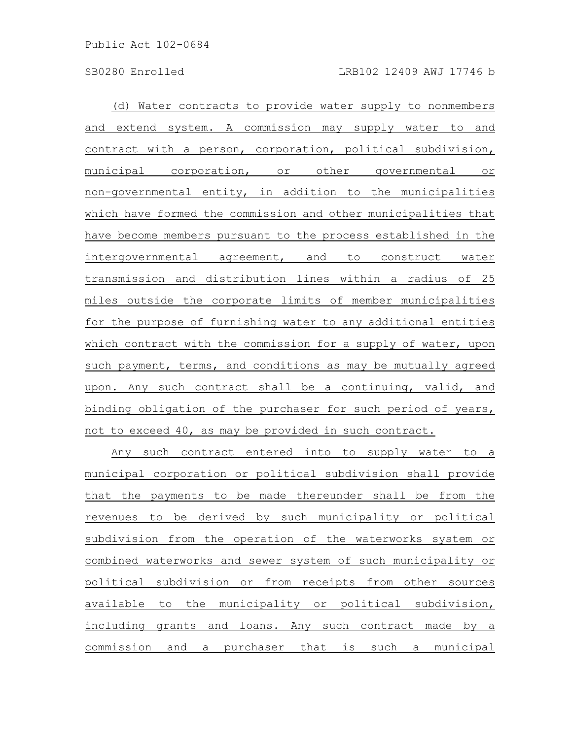(d) Water contracts to provide water supply to nonmembers and extend system. A commission may supply water to and contract with a person, corporation, political subdivision, municipal corporation, or other governmental or non-governmental entity, in addition to the municipalities which have formed the commission and other municipalities that have become members pursuant to the process established in the intergovernmental agreement, and to construct water transmission and distribution lines within a radius of 25 miles outside the corporate limits of member municipalities for the purpose of furnishing water to any additional entities which contract with the commission for a supply of water, upon such payment, terms, and conditions as may be mutually agreed upon. Any such contract shall be a continuing, valid, and binding obligation of the purchaser for such period of years, not to exceed 40, as may be provided in such contract.

Any such contract entered into to supply water to a municipal corporation or political subdivision shall provide that the payments to be made thereunder shall be from the revenues to be derived by such municipality or political subdivision from the operation of the waterworks system or combined waterworks and sewer system of such municipality or political subdivision or from receipts from other sources available to the municipality or political subdivision, including grants and loans. Any such contract made by a commission and a purchaser that is such a municipal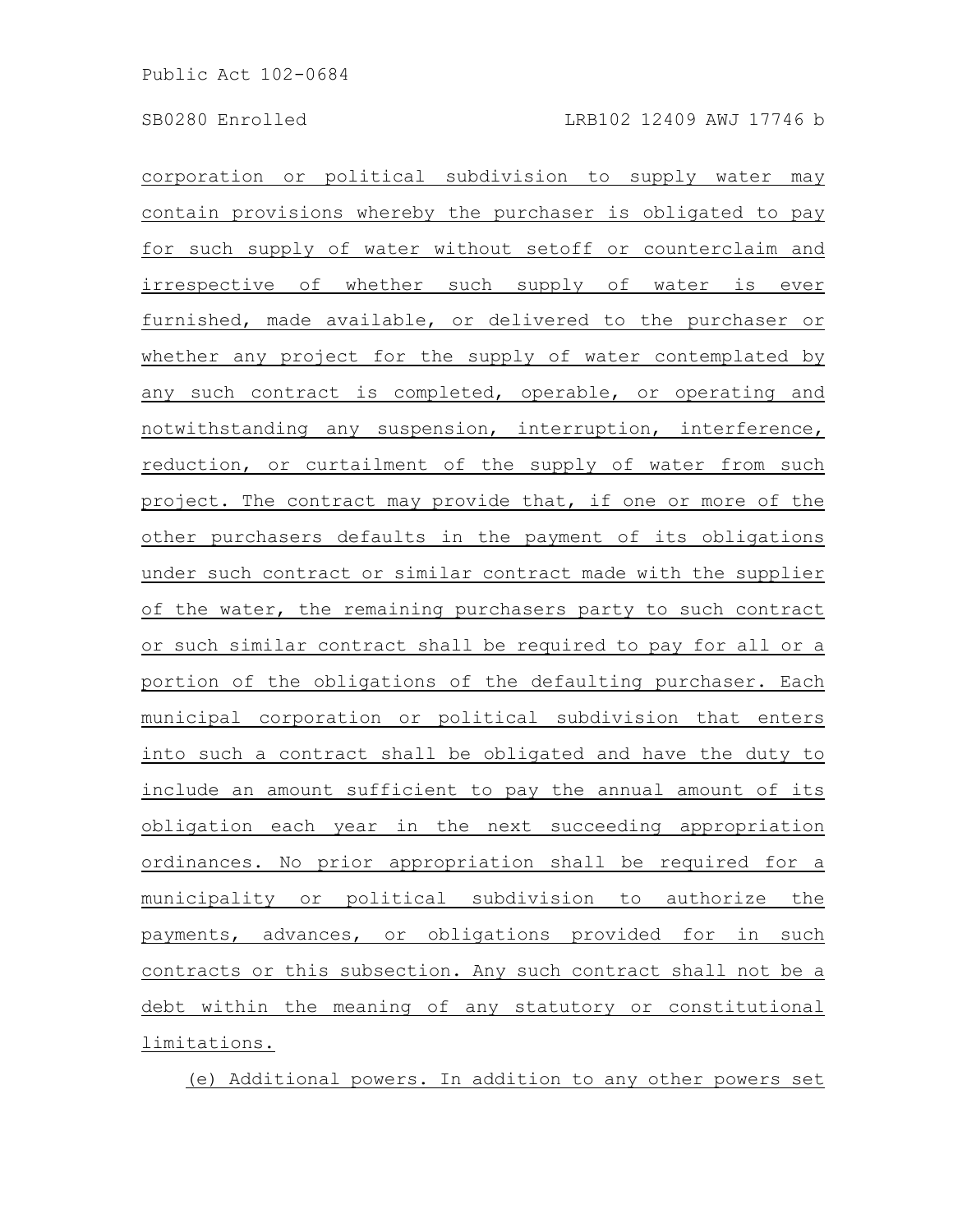corporation or political subdivision to supply water may contain provisions whereby the purchaser is obligated to pay for such supply of water without setoff or counterclaim and irrespective of whether such supply of water is ever furnished, made available, or delivered to the purchaser or whether any project for the supply of water contemplated by any such contract is completed, operable, or operating and notwithstanding any suspension, interruption, interference, reduction, or curtailment of the supply of water from such project. The contract may provide that, if one or more of the other purchasers defaults in the payment of its obligations under such contract or similar contract made with the supplier of the water, the remaining purchasers party to such contract or such similar contract shall be required to pay for all or a portion of the obligations of the defaulting purchaser. Each municipal corporation or political subdivision that enters into such a contract shall be obligated and have the duty to include an amount sufficient to pay the annual amount of its obligation each year in the next succeeding appropriation ordinances. No prior appropriation shall be required for a municipality or political subdivision to authorize the payments, advances, or obligations provided for in such contracts or this subsection. Any such contract shall not be a debt within the meaning of any statutory or constitutional limitations.

(e) Additional powers. In addition to any other powers set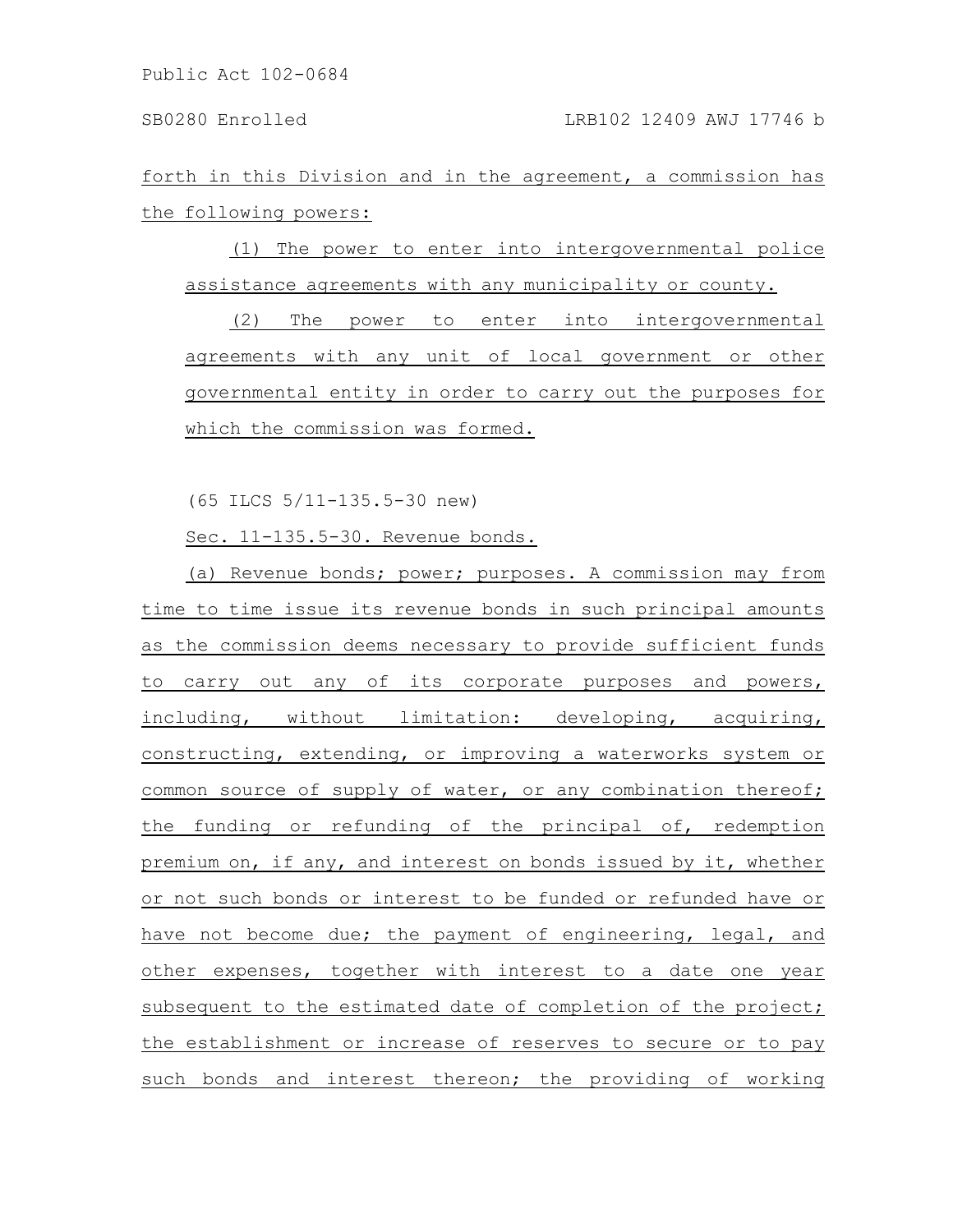forth in this Division and in the agreement, a commission has the following powers:

(1) The power to enter into intergovernmental police assistance agreements with any municipality or county.

(2) The power to enter into intergovernmental agreements with any unit of local government or other governmental entity in order to carry out the purposes for which the commission was formed.

(65 ILCS 5/11-135.5-30 new)

Sec. 11-135.5-30. Revenue bonds.

(a) Revenue bonds; power; purposes. A commission may from time to time issue its revenue bonds in such principal amounts as the commission deems necessary to provide sufficient funds to carry out any of its corporate purposes and powers, including, without limitation: developing, acquiring, constructing, extending, or improving a waterworks system or common source of supply of water, or any combination thereof; the funding or refunding of the principal of, redemption premium on, if any, and interest on bonds issued by it, whether or not such bonds or interest to be funded or refunded have or have not become due; the payment of engineering, legal, and other expenses, together with interest to a date one year subsequent to the estimated date of completion of the project; the establishment or increase of reserves to secure or to pay such bonds and interest thereon; the providing of working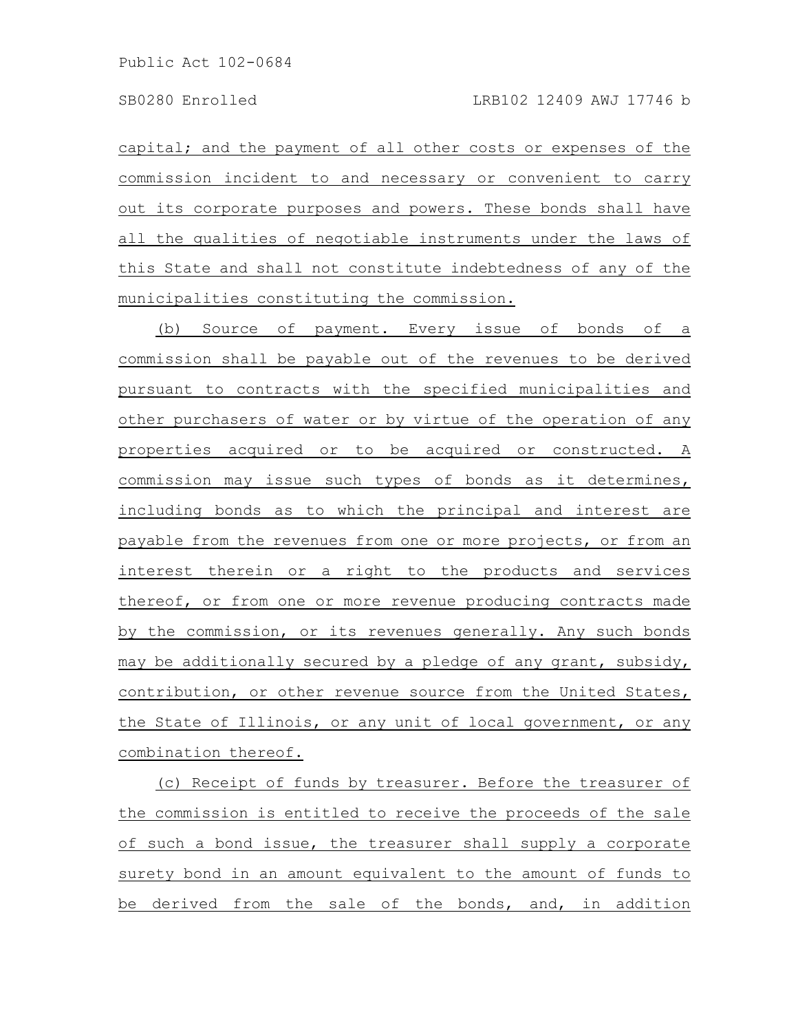capital; and the payment of all other costs or expenses of the commission incident to and necessary or convenient to carry out its corporate purposes and powers. These bonds shall have all the qualities of negotiable instruments under the laws of this State and shall not constitute indebtedness of any of the municipalities constituting the commission.

(b) Source of payment. Every issue of bonds of a commission shall be payable out of the revenues to be derived pursuant to contracts with the specified municipalities and other purchasers of water or by virtue of the operation of any properties acquired or to be acquired or constructed. A commission may issue such types of bonds as it determines, including bonds as to which the principal and interest are payable from the revenues from one or more projects, or from an interest therein or a right to the products and services thereof, or from one or more revenue producing contracts made by the commission, or its revenues generally. Any such bonds may be additionally secured by a pledge of any grant, subsidy, contribution, or other revenue source from the United States, the State of Illinois, or any unit of local government, or any combination thereof.

(c) Receipt of funds by treasurer. Before the treasurer of the commission is entitled to receive the proceeds of the sale of such a bond issue, the treasurer shall supply a corporate surety bond in an amount equivalent to the amount of funds to be derived from the sale of the bonds, and, in addition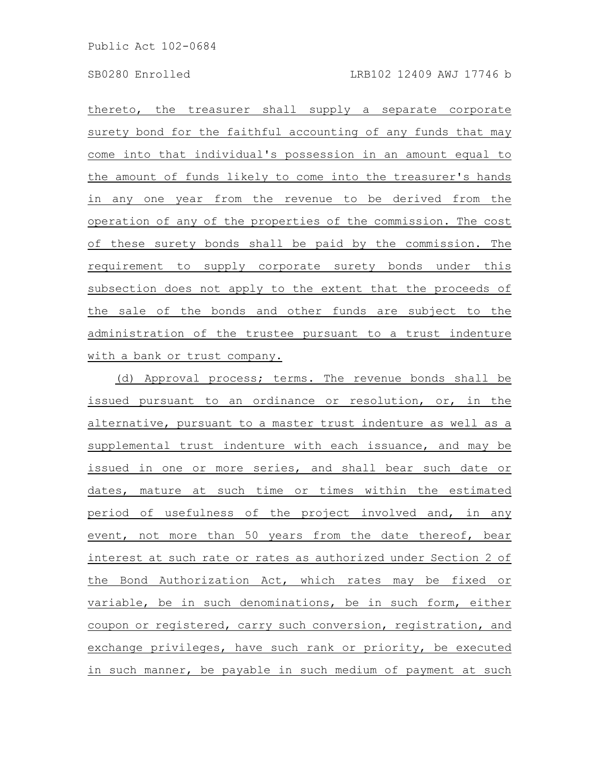thereto, the treasurer shall supply a separate corporate surety bond for the faithful accounting of any funds that may come into that individual's possession in an amount equal to the amount of funds likely to come into the treasurer's hands in any one year from the revenue to be derived from the operation of any of the properties of the commission. The cost of these surety bonds shall be paid by the commission. The requirement to supply corporate surety bonds under this subsection does not apply to the extent that the proceeds of the sale of the bonds and other funds are subject to the administration of the trustee pursuant to a trust indenture with a bank or trust company.

(d) Approval process; terms. The revenue bonds shall be issued pursuant to an ordinance or resolution, or, in the alternative, pursuant to a master trust indenture as well as a supplemental trust indenture with each issuance, and may be issued in one or more series, and shall bear such date or dates, mature at such time or times within the estimated period of usefulness of the project involved and, in any event, not more than 50 years from the date thereof, bear interest at such rate or rates as authorized under Section 2 of the Bond Authorization Act, which rates may be fixed or variable, be in such denominations, be in such form, either coupon or registered, carry such conversion, registration, and exchange privileges, have such rank or priority, be executed in such manner, be payable in such medium of payment at such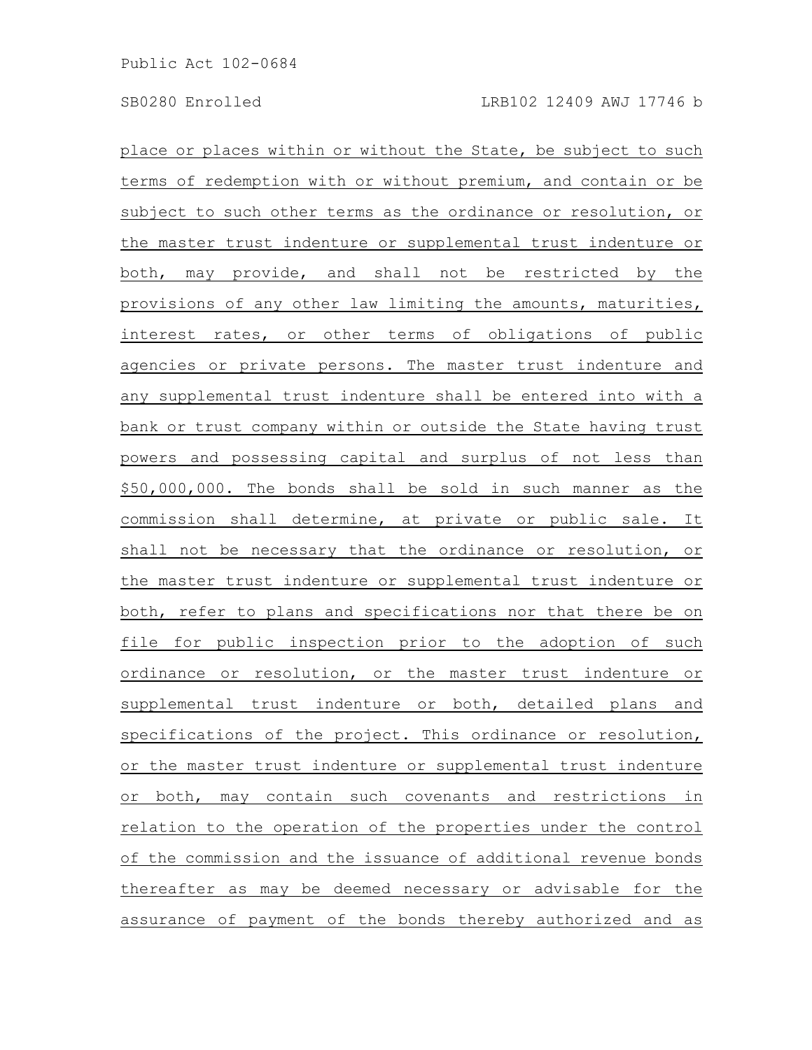place or places within or without the State, be subject to such terms of redemption with or without premium, and contain or be subject to such other terms as the ordinance or resolution, or the master trust indenture or supplemental trust indenture or both, may provide, and shall not be restricted by the provisions of any other law limiting the amounts, maturities, interest rates, or other terms of obligations of public agencies or private persons. The master trust indenture and any supplemental trust indenture shall be entered into with a bank or trust company within or outside the State having trust powers and possessing capital and surplus of not less than $50,000,000. The bonds shall be sold in such manner as the commission shall determine, at private or public sale. It shall not be necessary that the ordinance or resolution, or the master trust indenture or supplemental trust indenture or both, refer to plans and specifications nor that there be on file for public inspection prior to the adoption of such ordinance or resolution, or the master trust indenture or supplemental trust indenture or both, detailed plans and specifications of the project. This ordinance or resolution, or the master trust indenture or supplemental trust indenture or both, may contain such covenants and restrictions in relation to the operation of the properties under the control of the commission and the issuance of additional revenue bonds thereafter as may be deemed necessary or advisable for the assurance of payment of the bonds thereby authorized and as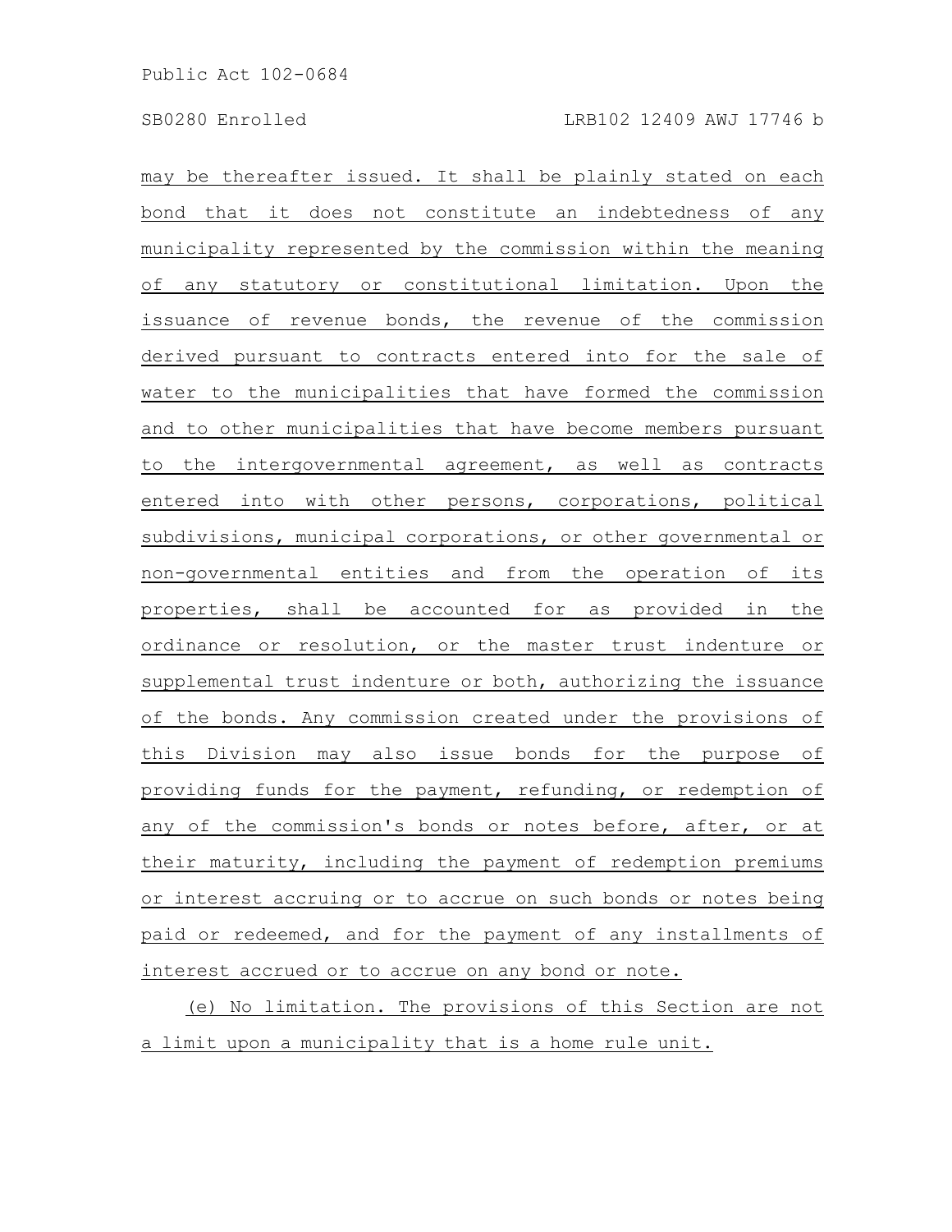may be thereafter issued. It shall be plainly stated on each bond that it does not constitute an indebtedness of any municipality represented by the commission within the meaning of any statutory or constitutional limitation. Upon the issuance of revenue bonds, the revenue of the commission derived pursuant to contracts entered into for the sale of water to the municipalities that have formed the commission and to other municipalities that have become members pursuant to the intergovernmental agreement, as well as contracts entered into with other persons, corporations, political subdivisions, municipal corporations, or other governmental or non-governmental entities and from the operation of its properties, shall be accounted for as provided in the ordinance or resolution, or the master trust indenture or supplemental trust indenture or both, authorizing the issuance of the bonds. Any commission created under the provisions of this Division may also issue bonds for the purpose of providing funds for the payment, refunding, or redemption of any of the commission's bonds or notes before, after, or at their maturity, including the payment of redemption premiums or interest accruing or to accrue on such bonds or notes being paid or redeemed, and for the payment of any installments of interest accrued or to accrue on any bond or note.

(e) No limitation. The provisions of this Section are not a limit upon a municipality that is a home rule unit.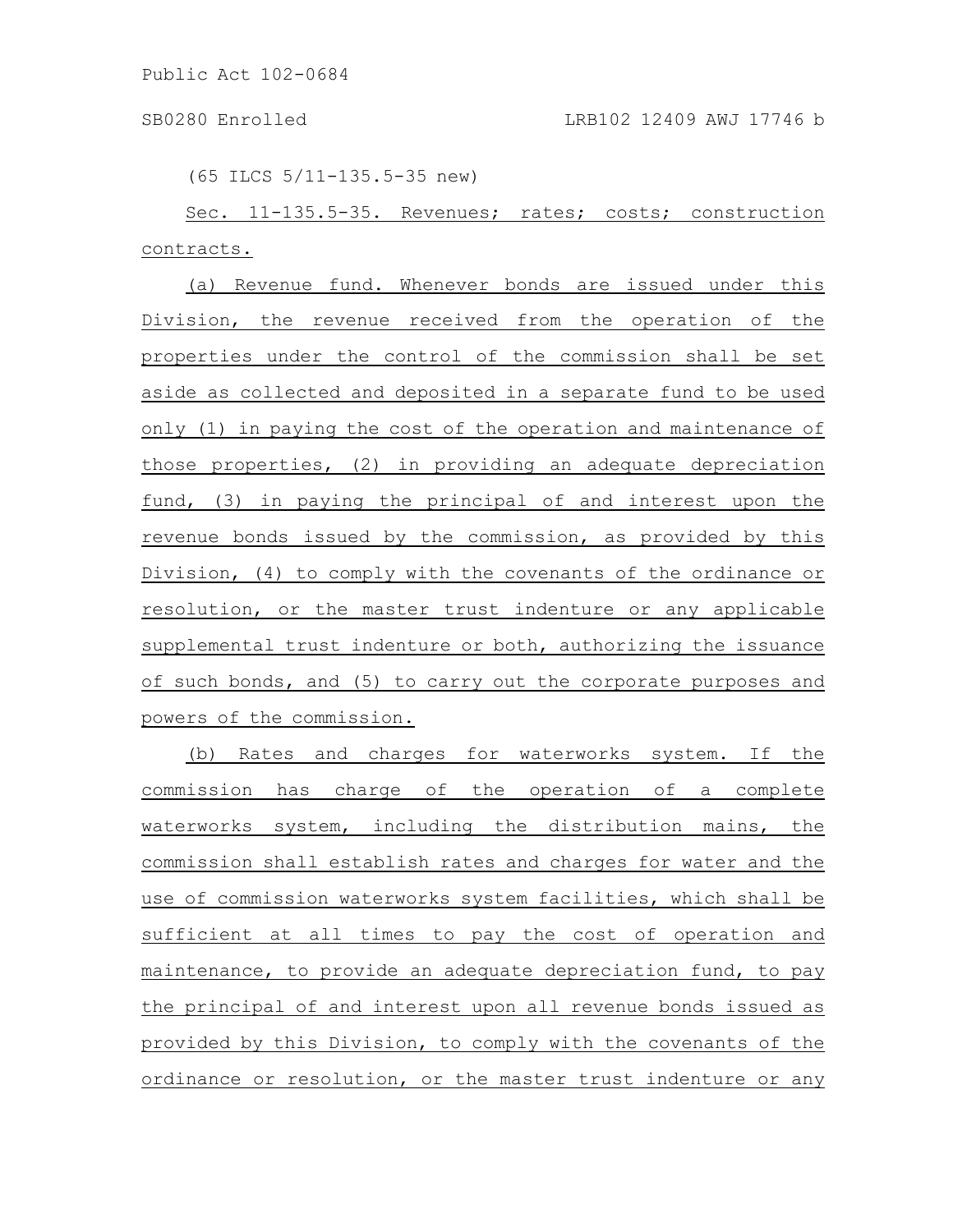(65 ILCS 5/11-135.5-35 new)

Sec. 11-135.5-35. Revenues; rates; costs; construction contracts.

(a) Revenue fund. Whenever bonds are issued under this Division, the revenue received from the operation of the properties under the control of the commission shall be set aside as collected and deposited in a separate fund to be used only (1) in paying the cost of the operation and maintenance of those properties, (2) in providing an adequate depreciation fund, (3) in paying the principal of and interest upon the revenue bonds issued by the commission, as provided by this Division, (4) to comply with the covenants of the ordinance or resolution, or the master trust indenture or any applicable supplemental trust indenture or both, authorizing the issuance of such bonds, and (5) to carry out the corporate purposes and powers of the commission.

(b) Rates and charges for waterworks system. If the commission has charge of the operation of a complete waterworks system, including the distribution mains, the commission shall establish rates and charges for water and the use of commission waterworks system facilities, which shall be sufficient at all times to pay the cost of operation and maintenance, to provide an adequate depreciation fund, to pay the principal of and interest upon all revenue bonds issued as provided by this Division, to comply with the covenants of the ordinance or resolution, or the master trust indenture or any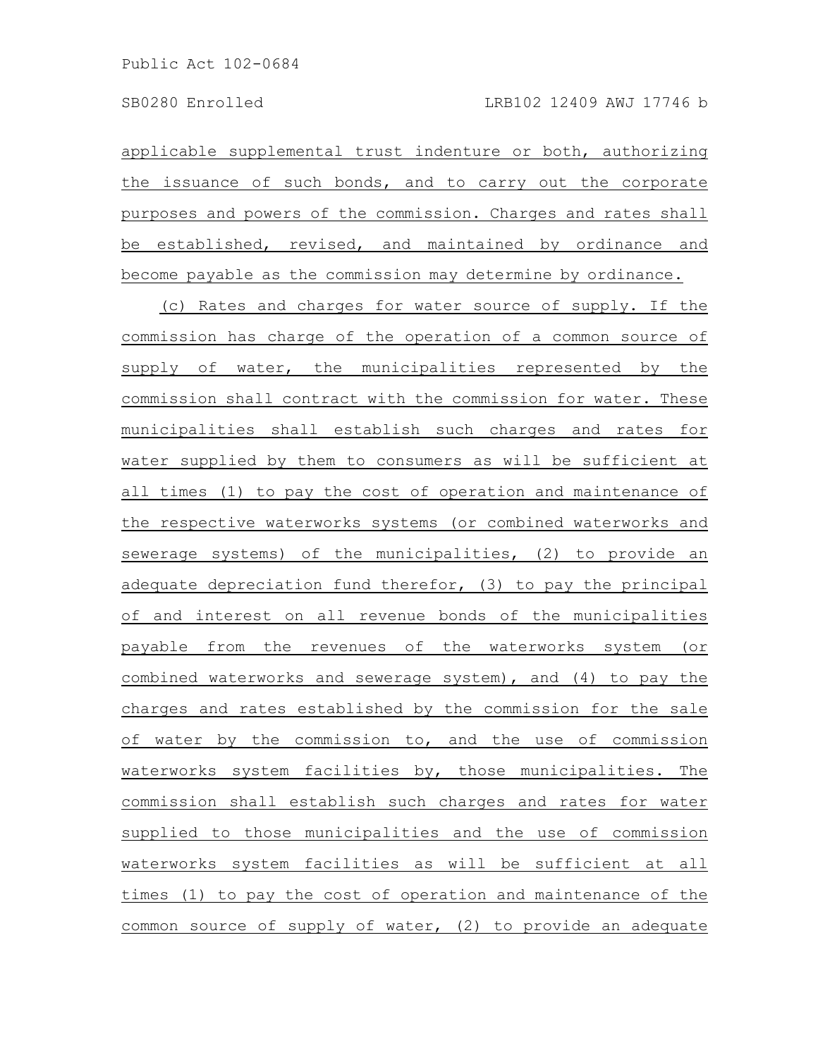applicable supplemental trust indenture or both, authorizing the issuance of such bonds, and to carry out the corporate purposes and powers of the commission. Charges and rates shall be established, revised, and maintained by ordinance and become payable as the commission may determine by ordinance.

(c) Rates and charges for water source of supply. If the commission has charge of the operation of a common source of supply of water, the municipalities represented by the commission shall contract with the commission for water. These municipalities shall establish such charges and rates for water supplied by them to consumers as will be sufficient at all times (1) to pay the cost of operation and maintenance of the respective waterworks systems (or combined waterworks and sewerage systems) of the municipalities, (2) to provide an adequate depreciation fund therefor, (3) to pay the principal of and interest on all revenue bonds of the municipalities payable from the revenues of the waterworks system (or combined waterworks and sewerage system), and (4) to pay the charges and rates established by the commission for the sale of water by the commission to, and the use of commission waterworks system facilities by, those municipalities. The commission shall establish such charges and rates for water supplied to those municipalities and the use of commission waterworks system facilities as will be sufficient at all times (1) to pay the cost of operation and maintenance of the common source of supply of water, (2) to provide an adequate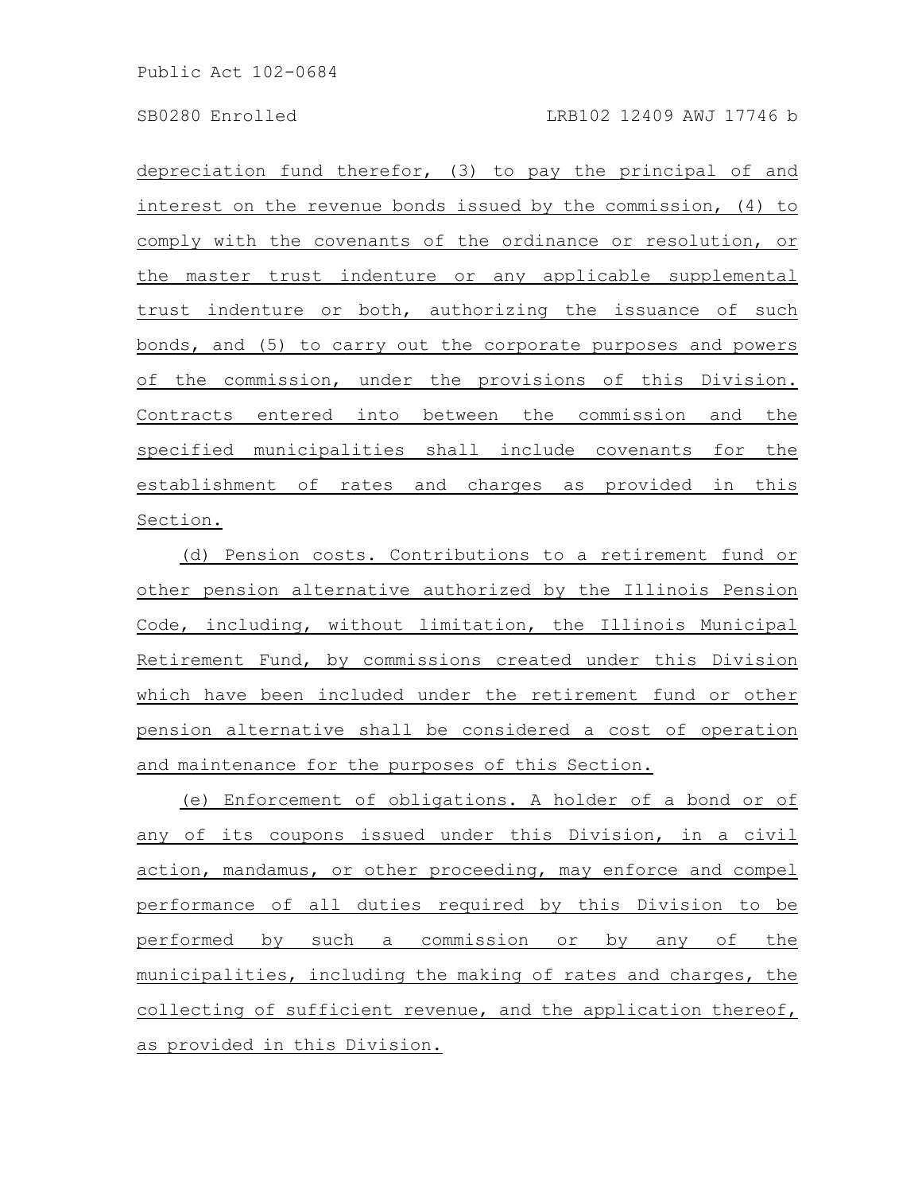depreciation fund therefor, (3) to pay the principal of and interest on the revenue bonds issued by the commission, (4) to comply with the covenants of the ordinance or resolution, or the master trust indenture or any applicable supplemental trust indenture or both, authorizing the issuance of such bonds, and (5) to carry out the corporate purposes and powers of the commission, under the provisions of this Division. Contracts entered into between the commission and the specified municipalities shall include covenants for the establishment of rates and charges as provided in this Section.

(d) Pension costs. Contributions to a retirement fund or other pension alternative authorized by the Illinois Pension Code, including, without limitation, the Illinois Municipal Retirement Fund, by commissions created under this Division which have been included under the retirement fund or other pension alternative shall be considered a cost of operation and maintenance for the purposes of this Section.

(e) Enforcement of obligations. A holder of a bond or of any of its coupons issued under this Division, in a civil action, mandamus, or other proceeding, may enforce and compel performance of all duties required by this Division to be performed by such a commission or by any of the municipalities, including the making of rates and charges, the collecting of sufficient revenue, and the application thereof, as provided in this Division.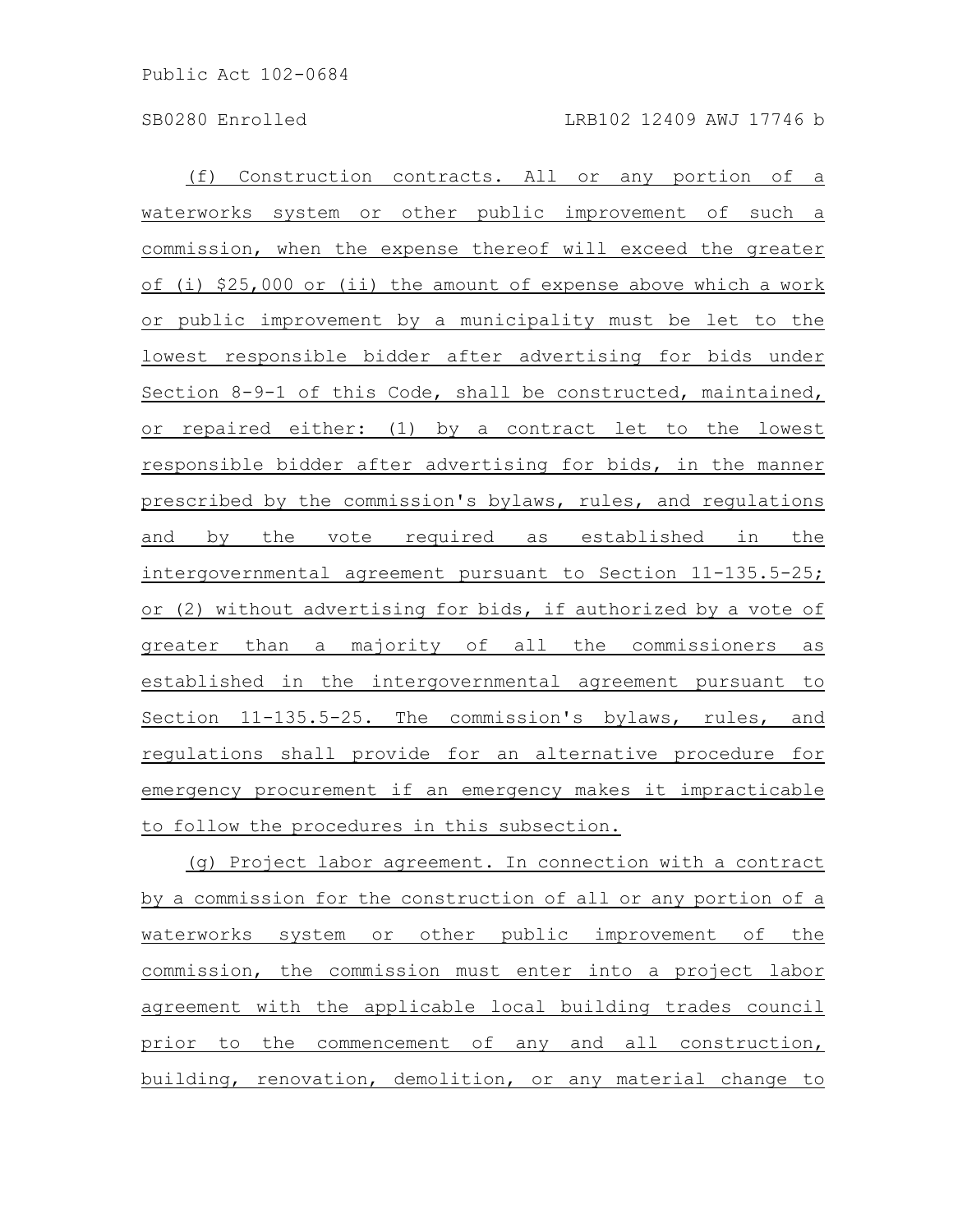(f) Construction contracts. All or any portion of a waterworks system or other public improvement of such a commission, when the expense thereof will exceed the greater of (i) $25,000 or (ii) the amount of expense above which a work or public improvement by a municipality must be let to the lowest responsible bidder after advertising for bids under Section 8-9-1 of this Code, shall be constructed, maintained, or repaired either: (1) by a contract let to the lowest responsible bidder after advertising for bids, in the manner prescribed by the commission's bylaws, rules, and regulations and by the vote required as established in the intergovernmental agreement pursuant to Section 11-135.5-25; or (2) without advertising for bids, if authorized by a vote of greater than a majority of all the commissioners as established in the intergovernmental agreement pursuant to Section 11-135.5-25. The commission's bylaws, rules, and regulations shall provide for an alternative procedure for emergency procurement if an emergency makes it impracticable to follow the procedures in this subsection.

(g) Project labor agreement. In connection with a contract by a commission for the construction of all or any portion of a waterworks system or other public improvement of the commission, the commission must enter into a project labor agreement with the applicable local building trades council prior to the commencement of any and all construction, building, renovation, demolition, or any material change to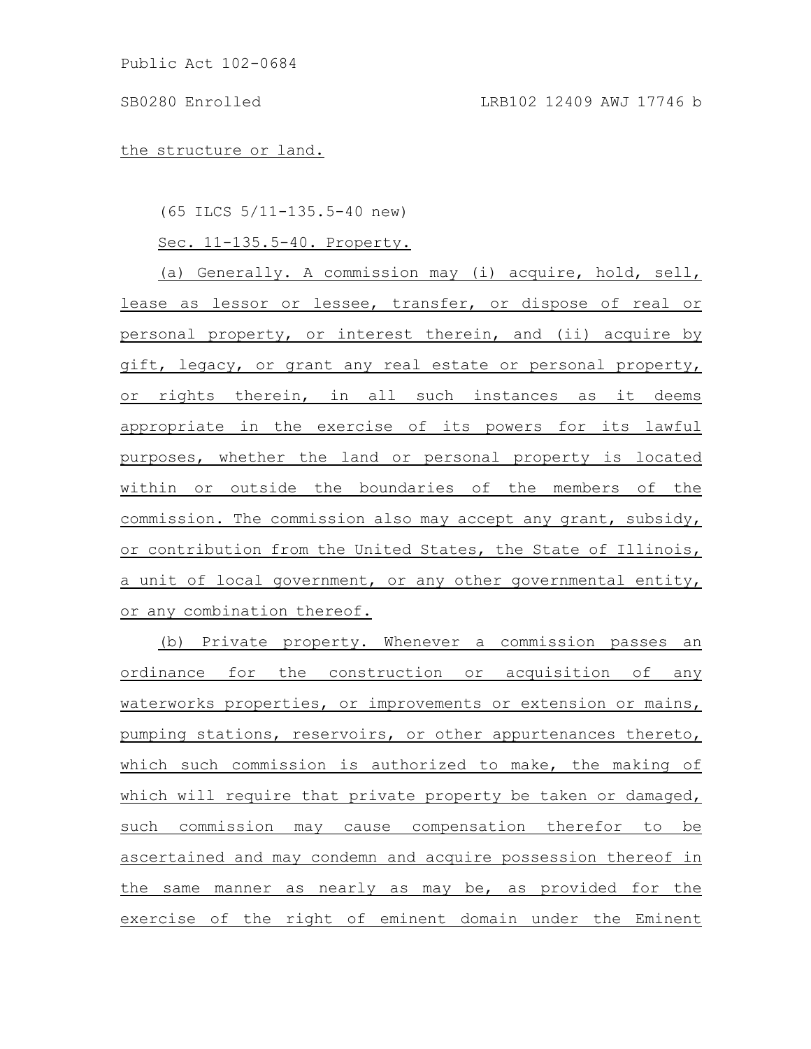the structure or land.

(65 ILCS 5/11-135.5-40 new)

Sec. 11-135.5-40. Property.

(a) Generally. A commission may (i) acquire, hold, sell, lease as lessor or lessee, transfer, or dispose of real or personal property, or interest therein, and (ii) acquire by gift, legacy, or grant any real estate or personal property, or rights therein, in all such instances as it deems appropriate in the exercise of its powers for its lawful purposes, whether the land or personal property is located within or outside the boundaries of the members of the commission. The commission also may accept any grant, subsidy, or contribution from the United States, the State of Illinois, a unit of local government, or any other governmental entity, or any combination thereof.

(b) Private property. Whenever a commission passes an ordinance for the construction or acquisition of any waterworks properties, or improvements or extension or mains, pumping stations, reservoirs, or other appurtenances thereto, which such commission is authorized to make, the making of which will require that private property be taken or damaged, such commission may cause compensation therefor to be ascertained and may condemn and acquire possession thereof in the same manner as nearly as may be, as provided for the exercise of the right of eminent domain under the Eminent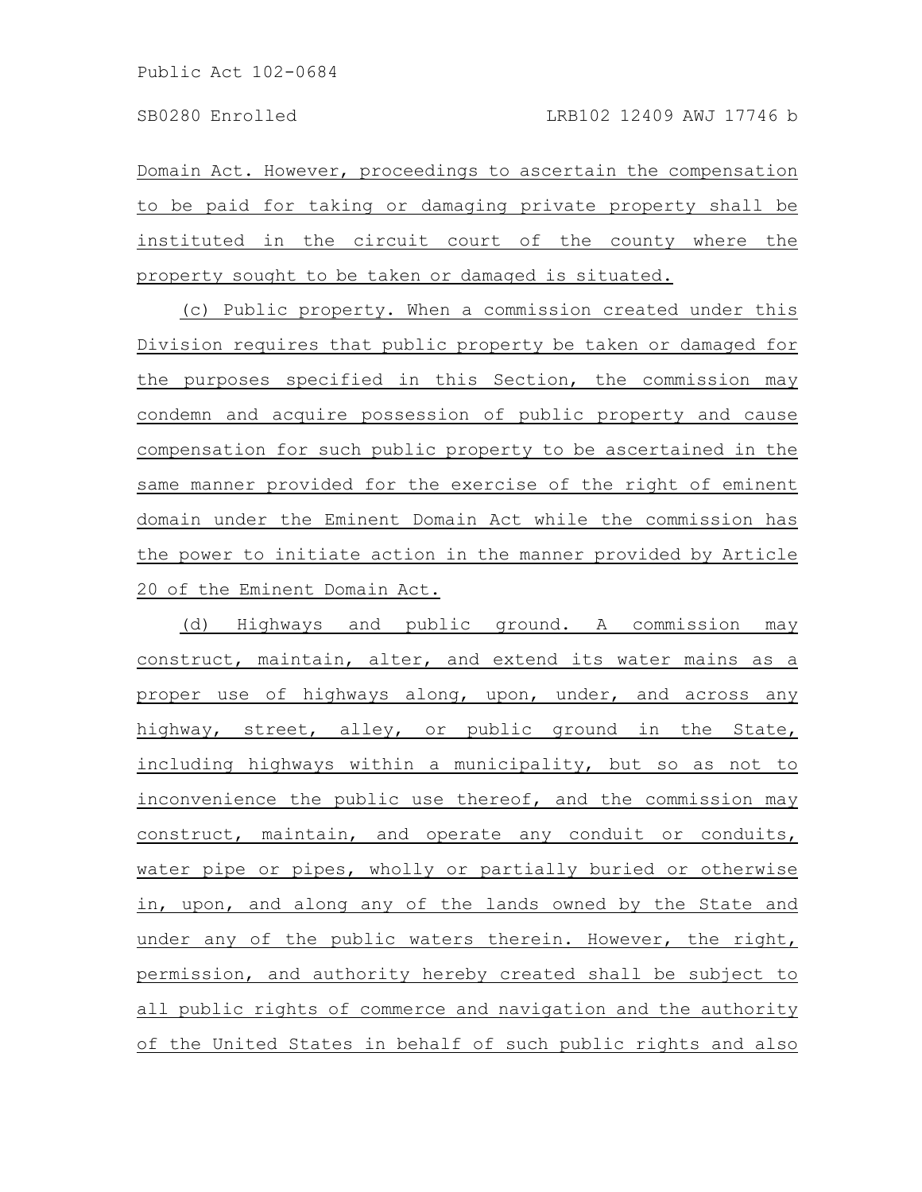Domain Act. However, proceedings to ascertain the compensation to be paid for taking or damaging private property shall be instituted in the circuit court of the county where the property sought to be taken or damaged is situated.

(c) Public property. When a commission created under this Division requires that public property be taken or damaged for the purposes specified in this Section, the commission may condemn and acquire possession of public property and cause compensation for such public property to be ascertained in the same manner provided for the exercise of the right of eminent domain under the Eminent Domain Act while the commission has the power to initiate action in the manner provided by Article 20 of the Eminent Domain Act.

(d) Highways and public ground. A commission may construct, maintain, alter, and extend its water mains as a proper use of highways along, upon, under, and across any highway, street, alley, or public ground in the State, including highways within a municipality, but so as not to inconvenience the public use thereof, and the commission may construct, maintain, and operate any conduit or conduits, water pipe or pipes, wholly or partially buried or otherwise in, upon, and along any of the lands owned by the State and under any of the public waters therein. However, the right, permission, and authority hereby created shall be subject to all public rights of commerce and navigation and the authority of the United States in behalf of such public rights and also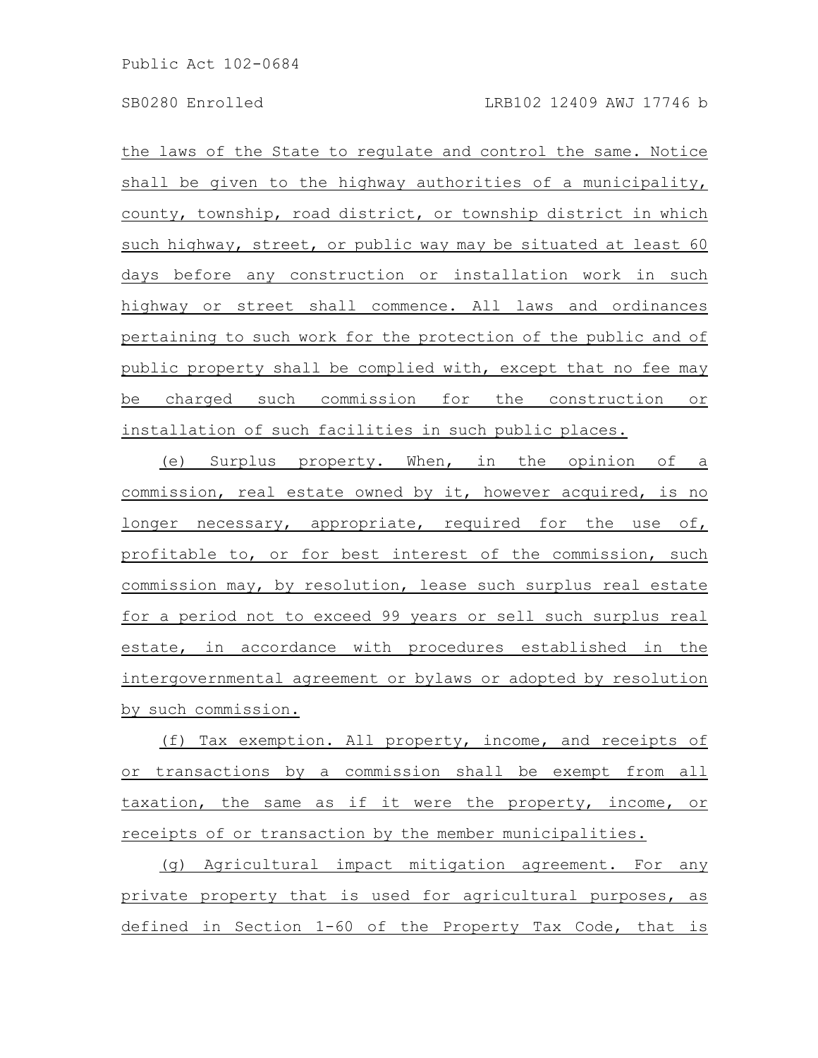the laws of the State to regulate and control the same. Notice shall be given to the highway authorities of a municipality, county, township, road district, or township district in which such highway, street, or public way may be situated at least 60 days before any construction or installation work in such highway or street shall commence. All laws and ordinances pertaining to such work for the protection of the public and of public property shall be complied with, except that no fee may be charged such commission for the construction or installation of such facilities in such public places.

(e) Surplus property. When, in the opinion of a commission, real estate owned by it, however acquired, is no longer necessary, appropriate, required for the use of, profitable to, or for best interest of the commission, such commission may, by resolution, lease such surplus real estate for a period not to exceed 99 years or sell such surplus real estate, in accordance with procedures established in the intergovernmental agreement or bylaws or adopted by resolution by such commission.

(f) Tax exemption. All property, income, and receipts of or transactions by a commission shall be exempt from all taxation, the same as if it were the property, income, or receipts of or transaction by the member municipalities.

(g) Agricultural impact mitigation agreement. For any private property that is used for agricultural purposes, as defined in Section 1-60 of the Property Tax Code, that is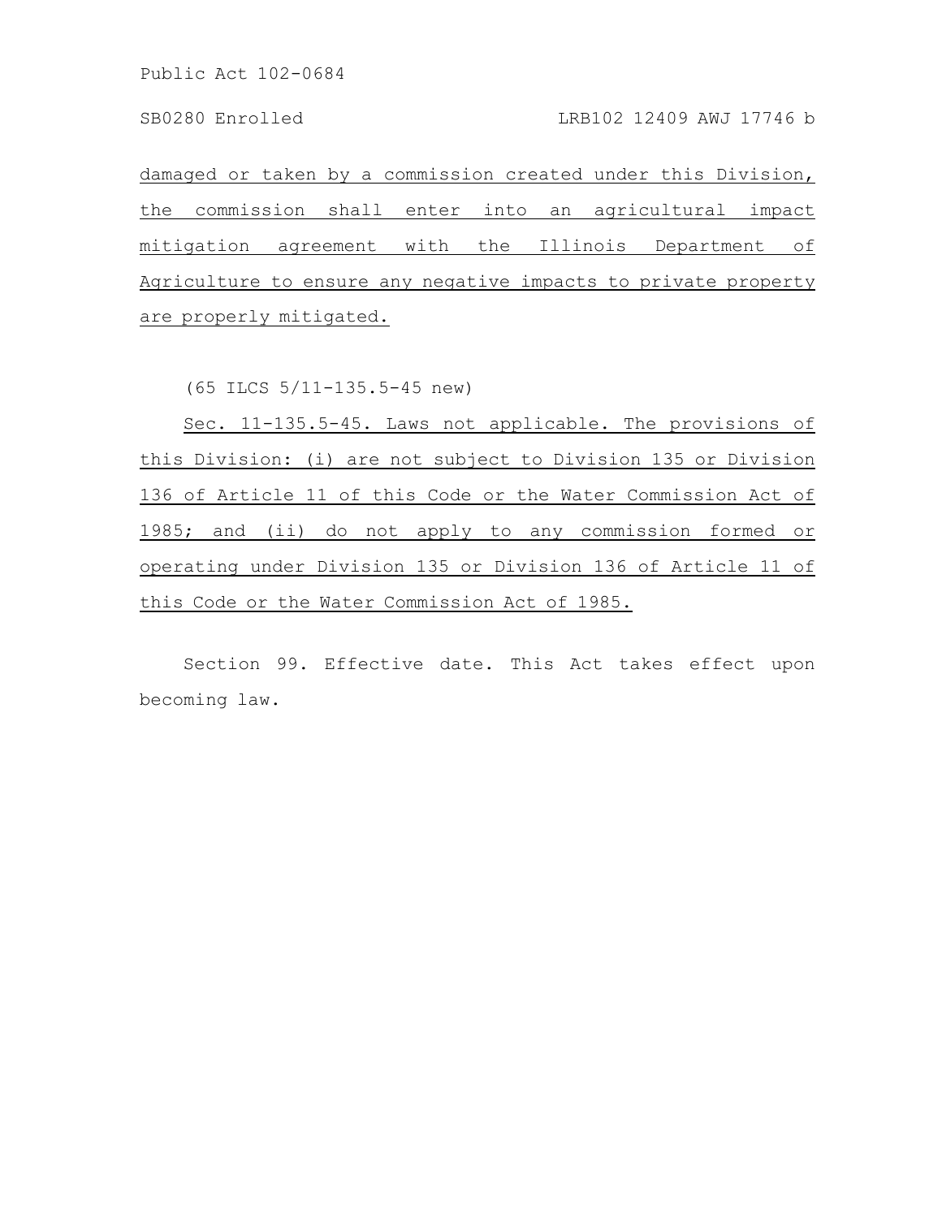damaged or taken by a commission created under this Division, the commission shall enter into an agricultural impact mitigation agreement with the Illinois Department of Agriculture to ensure any negative impacts to private property are properly mitigated.

(65 ILCS 5/11-135.5-45 new)

Sec. 11-135.5-45. Laws not applicable. The provisions of this Division: (i) are not subject to Division 135 or Division 136 of Article 11 of this Code or the Water Commission Act of 1985; and (ii) do not apply to any commission formed or operating under Division 135 or Division 136 of Article 11 of this Code or the Water Commission Act of 1985.

Section 99. Effective date. This Act takes effect upon becoming law.